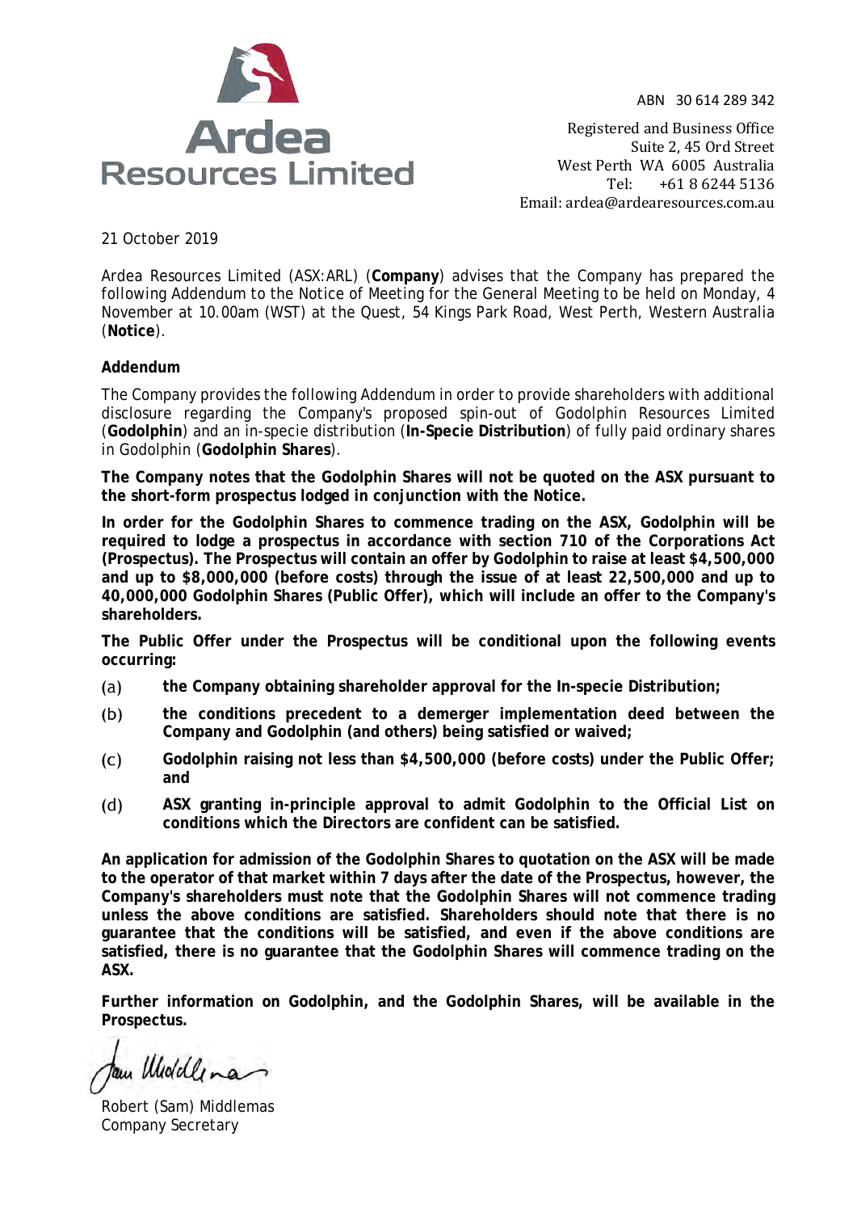**Ardea Resources Limited**

ABN 30 614 289 342

Registered and Business Office
Suite 2, 45 Ord Street
West Perth WA 6005 Australia
Tel: +61 8 6244 5136
Email: ardea@ardearesources.com.au

21 October 2019

Ardea Resources Limited (ASX:ARL) (**Company**) advises that the Company has prepared the following Addendum to the Notice of Meeting for the General Meeting to be held on Monday, 4 November at 10.00am (WST) at the Quest, 54 Kings Park Road, West Perth, Western Australia (**Notice**).

**Addendum**

The Company provides the following Addendum in order to provide shareholders with additional disclosure regarding the Company's proposed spin-out of Godolphin Resources Limited (**Godolphin**) and an in-specie distribution (**In-Specie Distribution**) of fully paid ordinary shares in Godolphin (**Godolphin Shares**).

**The Company notes that the Godolphin Shares will not be quoted on the ASX pursuant to the short-form prospectus lodged in conjunction with the Notice.**

**In order for the Godolphin Shares to commence trading on the ASX, Godolphin will be required to lodge a prospectus in accordance with section 710 of the Corporations Act (Prospectus). The Prospectus will contain an offer by Godolphin to raise at least $4,500,000 and up to $8,000,000 (before costs) through the issue of at least 22,500,000 and up to 40,000,000 Godolphin Shares (Public Offer), which will include an offer to the Company's shareholders.**

**The Public Offer under the Prospectus will be conditional upon the following events occurring:**

(a) **the Company obtaining shareholder approval for the In-specie Distribution;**

(b) **the conditions precedent to a demerger implementation deed between the Company and Godolphin (and others) being satisfied or waived;**

(c) **Godolphin raising not less than $4,500,000 (before costs) under the Public Offer; and**

(d) **ASX granting in-principle approval to admit Godolphin to the Official List on conditions which the Directors are confident can be satisfied.**

**An application for admission of the Godolphin Shares to quotation on the ASX will be made to the operator of that market within 7 days after the date of the Prospectus, however, the Company's shareholders must note that the Godolphin Shares will not commence trading unless the above conditions are satisfied. Shareholders should note that there is no guarantee that the conditions will be satisfied, and even if the above conditions are satisfied, there is no guarantee that the Godolphin Shares will commence trading on the ASX.**

**Further information on Godolphin, and the Godolphin Shares, will be available in the Prospectus.**

Robert (Sam) Middlemas
Company Secretary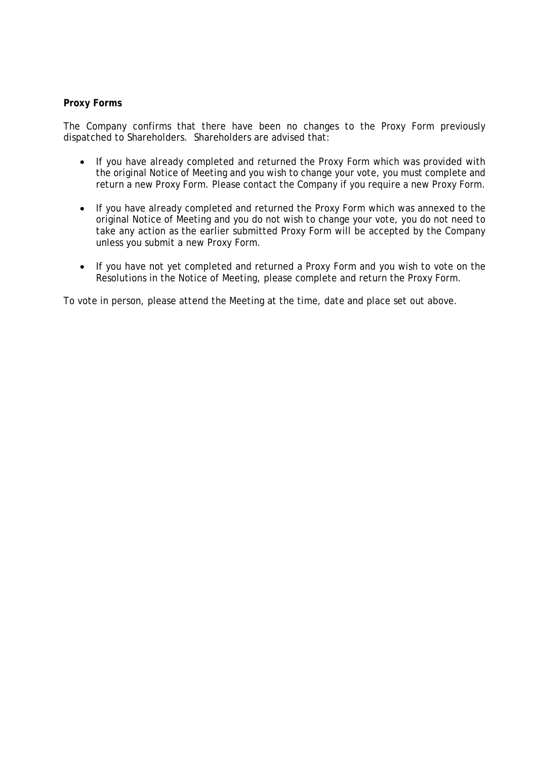**Proxy Forms**

The Company confirms that there have been no changes to the Proxy Form previously dispatched to Shareholders. Shareholders are advised that:

- If you have already completed and returned the Proxy Form which was provided with the original Notice of Meeting and you wish to change your vote, you must complete and return a new Proxy Form. Please contact the Company if you require a new Proxy Form.

- If you have already completed and returned the Proxy Form which was annexed to the original Notice of Meeting and you do not wish to change your vote, you do not need to take any action as the earlier submitted Proxy Form will be accepted by the Company unless you submit a new Proxy Form.

- If you have not yet completed and returned a Proxy Form and you wish to vote on the Resolutions in the Notice of Meeting, please complete and return the Proxy Form.

To vote in person, please attend the Meeting at the time, date and place set out above.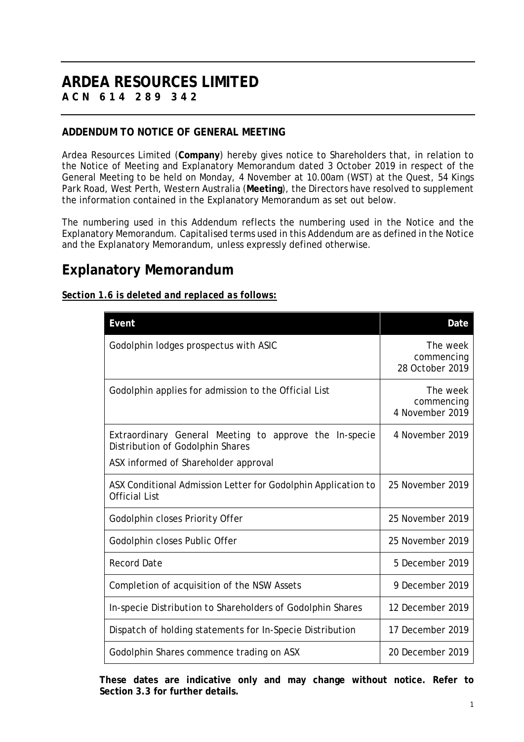# ARDEA RESOURCES LIMITED

**ACN 614 289 342**

## ADDENDUM TO NOTICE OF GENERAL MEETING

Ardea Resources Limited (**Company**) hereby gives notice to Shareholders that, in relation to the Notice of Meeting and Explanatory Memorandum dated 3 October 2019 in respect of the General Meeting to be held on Monday, 4 November at 10.00am (WST) at the Quest, 54 Kings Park Road, West Perth, Western Australia (**Meeting**), the Directors have resolved to supplement the information contained in the Explanatory Memorandum as set out below.

The numbering used in this Addendum reflects the numbering used in the Notice and the Explanatory Memorandum. Capitalised terms used in this Addendum are as defined in the Notice and the Explanatory Memorandum, unless expressly defined otherwise.

# Explanatory Memorandum

***Section 1.6 is deleted and replaced as follows:***

| Event | Date |
|---|---|
| Godolphin lodges prospectus with ASIC | The week commencing 28 October 2019 |
| Godolphin applies for admission to the Official List | The week commencing 4 November 2019 |
| Extraordinary General Meeting to approve the In-specie Distribution of Godolphin Shares<br>ASX informed of Shareholder approval | 4 November 2019 |
| ASX Conditional Admission Letter for Godolphin Application to Official List | 25 November 2019 |
| Godolphin closes Priority Offer | 25 November 2019 |
| Godolphin closes Public Offer | 25 November 2019 |
| Record Date | 5 December 2019 |
| Completion of acquisition of the NSW Assets | 9 December 2019 |
| In-specie Distribution to Shareholders of Godolphin Shares | 12 December 2019 |
| Dispatch of holding statements for In-Specie Distribution | 17 December 2019 |
| Godolphin Shares commence trading on ASX | 20 December 2019 |

**These dates are indicative only and may change without notice. Refer to Section 3.3 for further details.**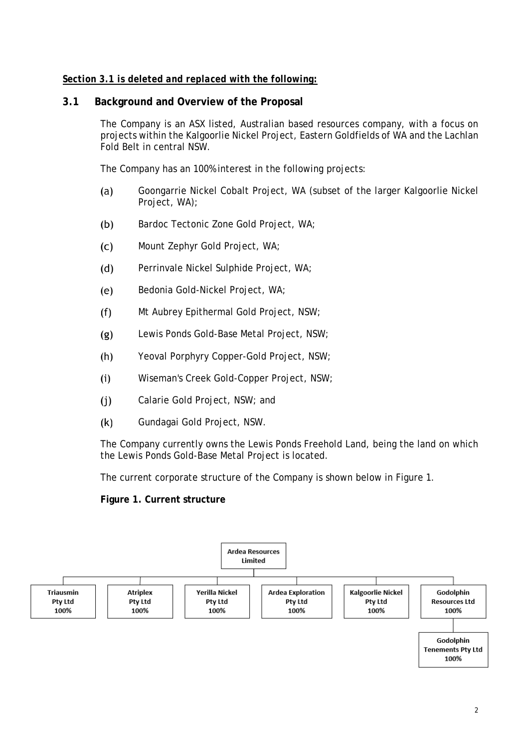***Section 3.1 is deleted and replaced with the following:***

## 3.1 Background and Overview of the Proposal

The Company is an ASX listed, Australian based resources company, with a focus on projects within the Kalgoorlie Nickel Project, Eastern Goldfields of WA and the Lachlan Fold Belt in central NSW.

The Company has an 100% interest in the following projects:

(a) Goongarrie Nickel Cobalt Project, WA (subset of the larger Kalgoorlie Nickel Project, WA);

(b) Bardoc Tectonic Zone Gold Project, WA;

(c) Mount Zephyr Gold Project, WA;

(d) Perrinvale Nickel Sulphide Project, WA;

(e) Bedonia Gold-Nickel Project, WA;

(f) Mt Aubrey Epithermal Gold Project, NSW;

(g) Lewis Ponds Gold-Base Metal Project, NSW;

(h) Yeoval Porphyry Copper-Gold Project, NSW;

(i) Wiseman's Creek Gold-Copper Project, NSW;

(j) Calarie Gold Project, NSW; and

(k) Gundagai Gold Project, NSW.

The Company currently owns the Lewis Ponds Freehold Land, being the land on which the Lewis Ponds Gold-Base Metal Project is located.

The current corporate structure of the Company is shown below in Figure 1.

**Figure 1. Current structure**

- **Ardea Resources Limited**
  - **Triausmin Pty Ltd** 100%
  - **Atriplex Pty Ltd** 100%
  - **Yerilla Nickel Pty Ltd** 100%
  - **Ardea Exploration Pty Ltd** 100%
  - **Kalgoorlie Nickel Pty Ltd** 100%
  - **Godolphin Resources Ltd** 100%
    - **Godolphin Tenements Pty Ltd** 100%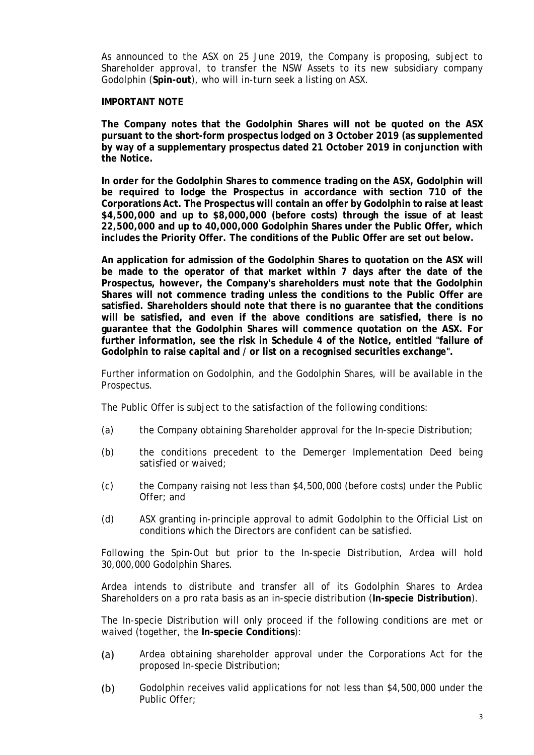As announced to the ASX on 25 June 2019, the Company is proposing, subject to Shareholder approval, to transfer the NSW Assets to its new subsidiary company Godolphin (**Spin-out**), who will in-turn seek a listing on ASX.

**IMPORTANT NOTE**

**The Company notes that the Godolphin Shares will not be quoted on the ASX pursuant to the short-form prospectus lodged on 3 October 2019 (as supplemented by way of a supplementary prospectus dated 21 October 2019 in conjunction with the Notice.**

**In order for the Godolphin Shares to commence trading on the ASX, Godolphin will be required to lodge the Prospectus in accordance with section 710 of the Corporations Act. The Prospectus will contain an offer by Godolphin to raise at least $4,500,000 and up to $8,000,000 (before costs) through the issue of at least 22,500,000 and up to 40,000,000 Godolphin Shares under the Public Offer, which includes the Priority Offer. The conditions of the Public Offer are set out below.**

**An application for admission of the Godolphin Shares to quotation on the ASX will be made to the operator of that market within 7 days after the date of the Prospectus, however, the Company's shareholders must note that the Godolphin Shares will not commence trading unless the conditions to the Public Offer are satisfied. Shareholders should note that there is no guarantee that the conditions will be satisfied, and even if the above conditions are satisfied, there is no guarantee that the Godolphin Shares will commence quotation on the ASX. For further information, see the risk in Schedule 4 of the Notice, entitled "failure of Godolphin to raise capital and / or list on a recognised securities exchange".**

Further information on Godolphin, and the Godolphin Shares, will be available in the Prospectus.

The Public Offer is subject to the satisfaction of the following conditions:

(a) the Company obtaining Shareholder approval for the In-specie Distribution;

(b) the conditions precedent to the Demerger Implementation Deed being satisfied or waived;

(c) the Company raising not less than $4,500,000 (before costs) under the Public Offer; and

(d) ASX granting in-principle approval to admit Godolphin to the Official List on conditions which the Directors are confident can be satisfied.

Following the Spin-Out but prior to the In-specie Distribution, Ardea will hold 30,000,000 Godolphin Shares.

Ardea intends to distribute and transfer all of its Godolphin Shares to Ardea Shareholders on a pro rata basis as an in-specie distribution (**In-specie Distribution**).

The In-specie Distribution will only proceed if the following conditions are met or waived (together, the **In-specie Conditions**):

(a) Ardea obtaining shareholder approval under the Corporations Act for the proposed In-specie Distribution;

(b) Godolphin receives valid applications for not less than $4,500,000 under the Public Offer;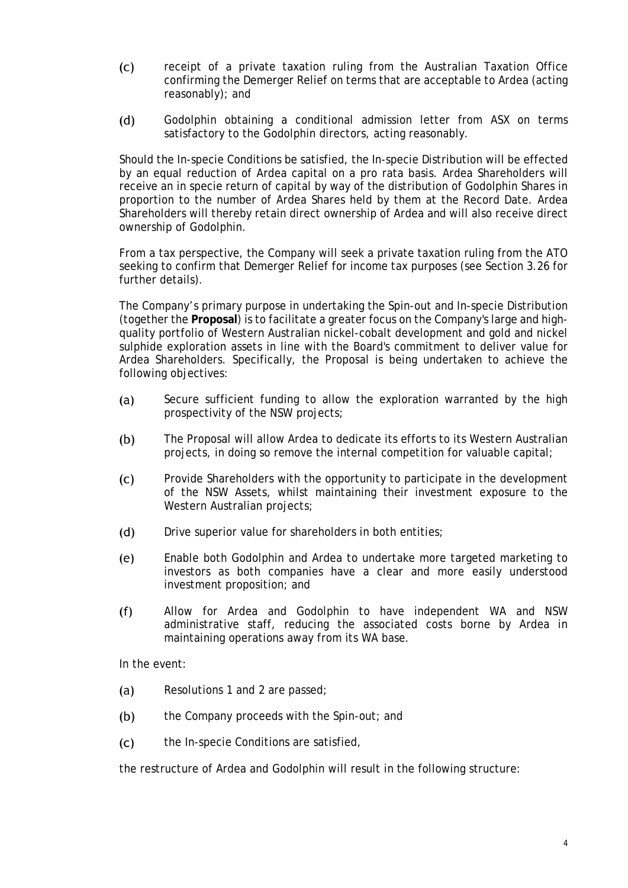(c) receipt of a private taxation ruling from the Australian Taxation Office confirming the Demerger Relief on terms that are acceptable to Ardea (acting reasonably); and

(d) Godolphin obtaining a conditional admission letter from ASX on terms satisfactory to the Godolphin directors, acting reasonably.

Should the In-specie Conditions be satisfied, the In-specie Distribution will be effected by an equal reduction of Ardea capital on a pro rata basis. Ardea Shareholders will receive an in specie return of capital by way of the distribution of Godolphin Shares in proportion to the number of Ardea Shares held by them at the Record Date. Ardea Shareholders will thereby retain direct ownership of Ardea and will also receive direct ownership of Godolphin.

From a tax perspective, the Company will seek a private taxation ruling from the ATO seeking to confirm that Demerger Relief for income tax purposes (see Section 3.26 for further details).

The Company's primary purpose in undertaking the Spin-out and In-specie Distribution (together the **Proposal**) is to facilitate a greater focus on the Company's large and high-quality portfolio of Western Australian nickel-cobalt development and gold and nickel sulphide exploration assets in line with the Board's commitment to deliver value for Ardea Shareholders. Specifically, the Proposal is being undertaken to achieve the following objectives:

(a) Secure sufficient funding to allow the exploration warranted by the high prospectivity of the NSW projects;

(b) The Proposal will allow Ardea to dedicate its efforts to its Western Australian projects, in doing so remove the internal competition for valuable capital;

(c) Provide Shareholders with the opportunity to participate in the development of the NSW Assets, whilst maintaining their investment exposure to the Western Australian projects;

(d) Drive superior value for shareholders in both entities;

(e) Enable both Godolphin and Ardea to undertake more targeted marketing to investors as both companies have a clear and more easily understood investment proposition; and

(f) Allow for Ardea and Godolphin to have independent WA and NSW administrative staff, reducing the associated costs borne by Ardea in maintaining operations away from its WA base.

In the event:

(a) Resolutions 1 and 2 are passed;

(b) the Company proceeds with the Spin-out; and

(c) the In-specie Conditions are satisfied,

the restructure of Ardea and Godolphin will result in the following structure: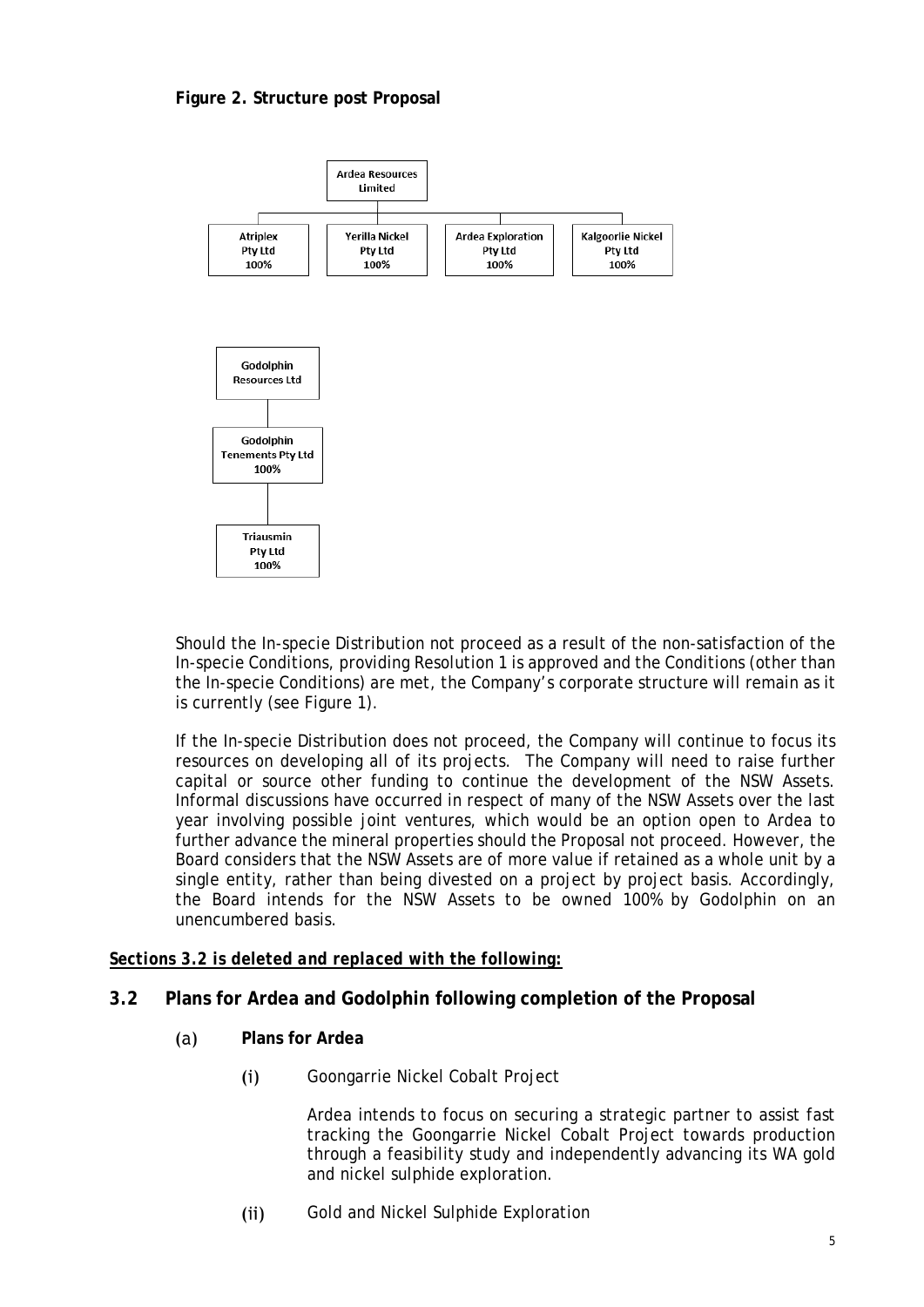**Figure 2. Structure post Proposal**

Ardea Resources Limited
- Atriplex Pty Ltd 100%
- Yerilla Nickel Pty Ltd 100%
- Ardea Exploration Pty Ltd 100%
- Kalgoorlie Nickel Pty Ltd 100%

Godolphin Resources Ltd
- Godolphin Tenements Pty Ltd 100%
  - Triausmin Pty Ltd 100%

Should the In-specie Distribution not proceed as a result of the non-satisfaction of the In-specie Conditions, providing Resolution 1 is approved and the Conditions (other than the In-specie Conditions) are met, the Company's corporate structure will remain as it is currently (see Figure 1).

If the In-specie Distribution does not proceed, the Company will continue to focus its resources on developing all of its projects. The Company will need to raise further capital or source other funding to continue the development of the NSW Assets. Informal discussions have occurred in respect of many of the NSW Assets over the last year involving possible joint ventures, which would be an option open to Ardea to further advance the mineral properties should the Proposal not proceed. However, the Board considers that the NSW Assets are of more value if retained as a whole unit by a single entity, rather than being divested on a project by project basis. Accordingly, the Board intends for the NSW Assets to be owned 100% by Godolphin on an unencumbered basis.

***<u>Sections 3.2 is deleted and replaced with the following:</u>***

## 3.2 Plans for Ardea and Godolphin following completion of the Proposal

### (a) Plans for Ardea

(i) Goongarrie Nickel Cobalt Project

Ardea intends to focus on securing a strategic partner to assist fast tracking the Goongarrie Nickel Cobalt Project towards production through a feasibility study and independently advancing its WA gold and nickel sulphide exploration.

(ii) Gold and Nickel Sulphide Exploration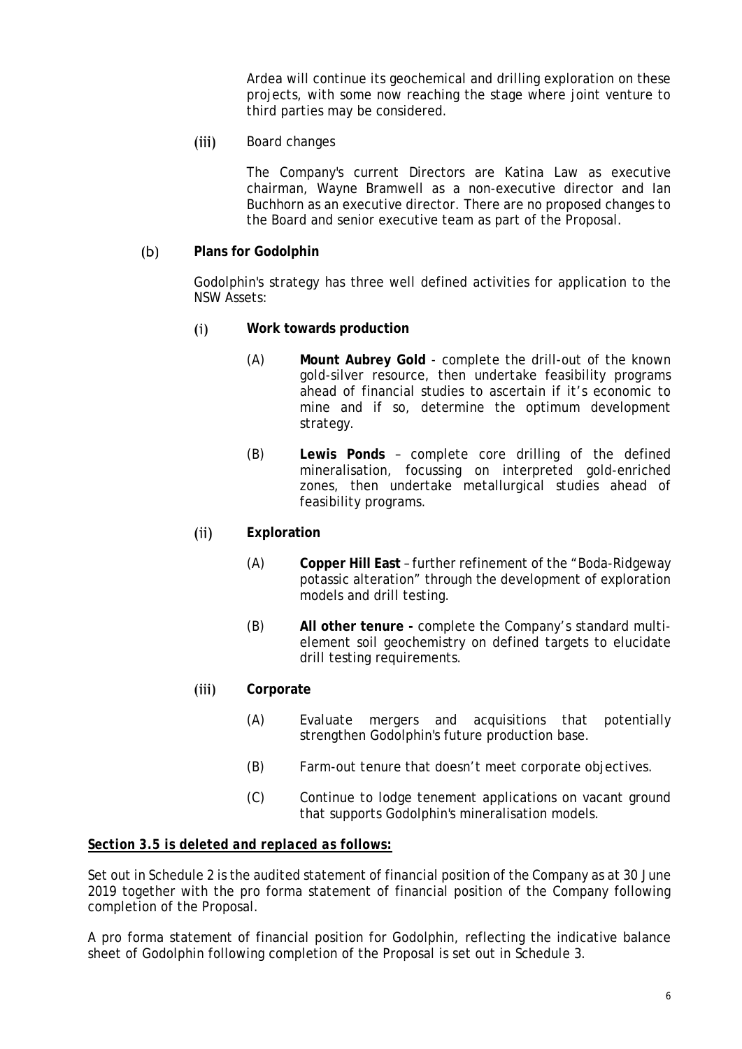Ardea will continue its geochemical and drilling exploration on these projects, with some now reaching the stage where joint venture to third parties may be considered.

(iii) Board changes

The Company's current Directors are Katina Law as executive chairman, Wayne Bramwell as a non-executive director and Ian Buchhorn as an executive director. There are no proposed changes to the Board and senior executive team as part of the Proposal.

(b) **Plans for Godolphin**

Godolphin's strategy has three well defined activities for application to the NSW Assets:

(i) **Work towards production**

(A) **Mount Aubrey Gold** - complete the drill-out of the known gold-silver resource, then undertake feasibility programs ahead of financial studies to ascertain if it's economic to mine and if so, determine the optimum development strategy.

(B) **Lewis Ponds** – complete core drilling of the defined mineralisation, focussing on interpreted gold-enriched zones, then undertake metallurgical studies ahead of feasibility programs.

(ii) **Exploration**

(A) **Copper Hill East** – further refinement of the "Boda-Ridgeway potassic alteration" through the development of exploration models and drill testing.

(B) **All other tenure -** complete the Company's standard multi-element soil geochemistry on defined targets to elucidate drill testing requirements.

(iii) **Corporate**

(A) Evaluate mergers and acquisitions that potentially strengthen Godolphin's future production base.

(B) Farm-out tenure that doesn't meet corporate objectives.

(C) Continue to lodge tenement applications on vacant ground that supports Godolphin's mineralisation models.

***Section 3.5 is deleted and replaced as follows:***

Set out in Schedule 2 is the audited statement of financial position of the Company as at 30 June 2019 together with the pro forma statement of financial position of the Company following completion of the Proposal.

A pro forma statement of financial position for Godolphin, reflecting the indicative balance sheet of Godolphin following completion of the Proposal is set out in Schedule 3.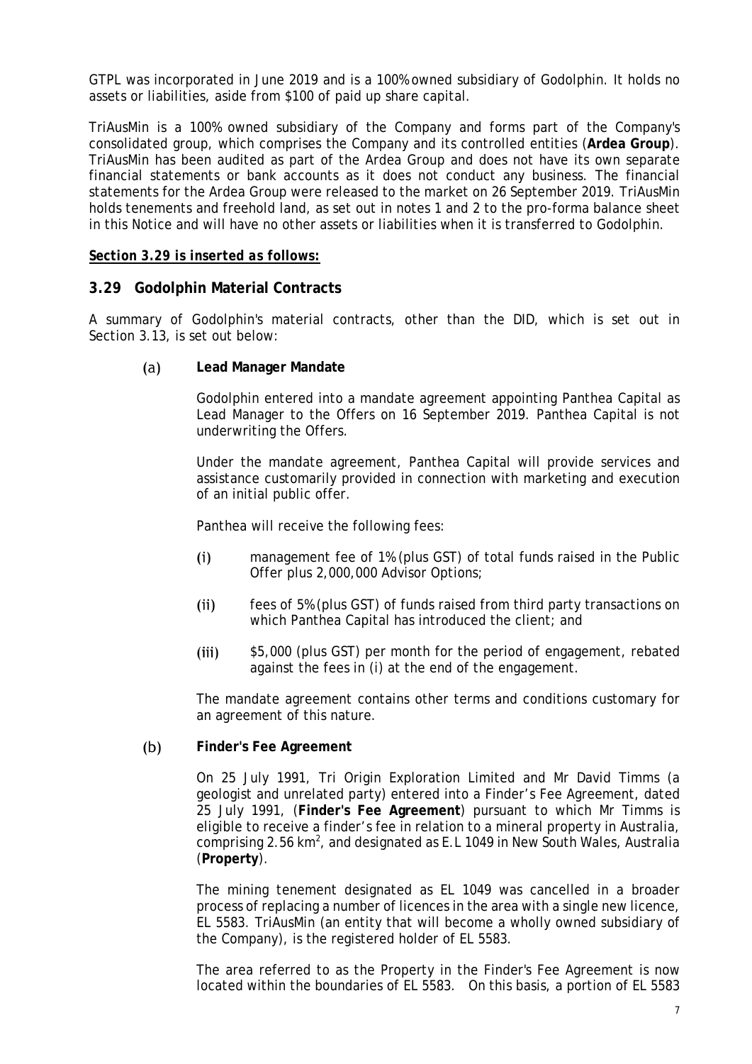GTPL was incorporated in June 2019 and is a 100% owned subsidiary of Godolphin. It holds no assets or liabilities, aside from $100 of paid up share capital.

TriAusMin is a 100% owned subsidiary of the Company and forms part of the Company's consolidated group, which comprises the Company and its controlled entities (**Ardea Group**). TriAusMin has been audited as part of the Ardea Group and does not have its own separate financial statements or bank accounts as it does not conduct any business. The financial statements for the Ardea Group were released to the market on 26 September 2019. TriAusMin holds tenements and freehold land, as set out in notes 1 and 2 to the pro-forma balance sheet in this Notice and will have no other assets or liabilities when it is transferred to Godolphin.

***Section 3.29 is inserted as follows:***

## 3.29 Godolphin Material Contracts

A summary of Godolphin's material contracts, other than the DID, which is set out in Section 3.13, is set out below:

(a) **Lead Manager Mandate**

Godolphin entered into a mandate agreement appointing Panthea Capital as Lead Manager to the Offers on 16 September 2019. Panthea Capital is not underwriting the Offers.

Under the mandate agreement, Panthea Capital will provide services and assistance customarily provided in connection with marketing and execution of an initial public offer.

Panthea will receive the following fees:

(i) management fee of 1% (plus GST) of total funds raised in the Public Offer plus 2,000,000 Advisor Options;

(ii) fees of 5% (plus GST) of funds raised from third party transactions on which Panthea Capital has introduced the client; and

(iii) $5,000 (plus GST) per month for the period of engagement, rebated against the fees in (i) at the end of the engagement.

The mandate agreement contains other terms and conditions customary for an agreement of this nature.

(b) **Finder's Fee Agreement**

On 25 July 1991, Tri Origin Exploration Limited and Mr David Timms (a geologist and unrelated party) entered into a Finder's Fee Agreement, dated 25 July 1991, (**Finder's Fee Agreement**) pursuant to which Mr Timms is eligible to receive a finder's fee in relation to a mineral property in Australia, comprising 2.56 $km^2$, and designated as E.L 1049 in New South Wales, Australia (**Property**).

The mining tenement designated as EL 1049 was cancelled in a broader process of replacing a number of licences in the area with a single new licence, EL 5583. TriAusMin (an entity that will become a wholly owned subsidiary of the Company), is the registered holder of EL 5583.

The area referred to as the Property in the Finder's Fee Agreement is now located within the boundaries of EL 5583. On this basis, a portion of EL 5583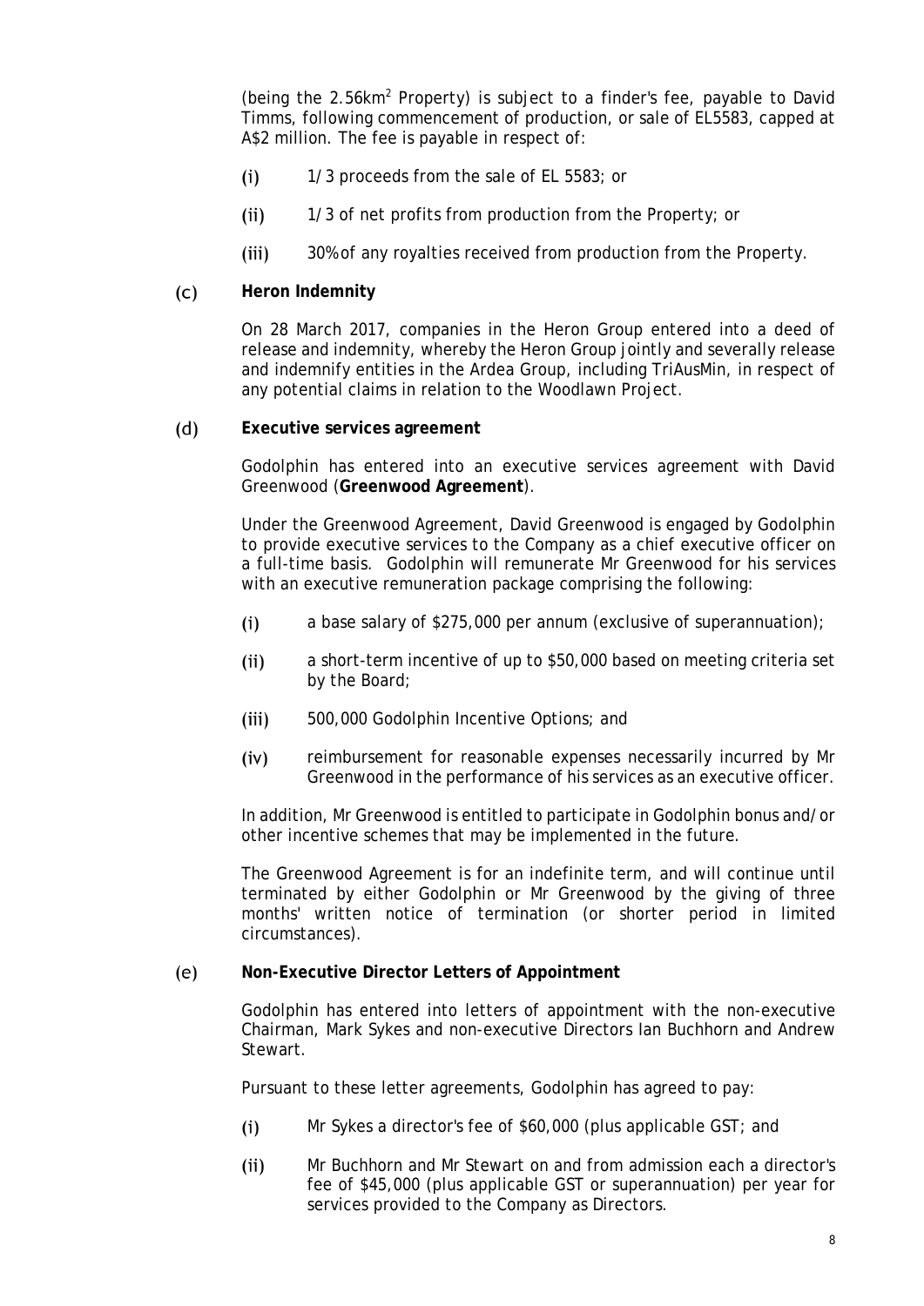(being the 2.56km$^2$ Property) is subject to a finder's fee, payable to David Timms, following commencement of production, or sale of EL5583, capped at A$2 million. The fee is payable in respect of:

(i) 1/3 proceeds from the sale of EL 5583; or

(ii) 1/3 of net profits from production from the Property; or

(iii) 30% of any royalties received from production from the Property.

(c) **Heron Indemnity**

On 28 March 2017, companies in the Heron Group entered into a deed of release and indemnity, whereby the Heron Group jointly and severally release and indemnify entities in the Ardea Group, including TriAusMin, in respect of any potential claims in relation to the Woodlawn Project.

(d) **Executive services agreement**

Godolphin has entered into an executive services agreement with David Greenwood (**Greenwood Agreement**).

Under the Greenwood Agreement, David Greenwood is engaged by Godolphin to provide executive services to the Company as a chief executive officer on a full-time basis. Godolphin will remunerate Mr Greenwood for his services with an executive remuneration package comprising the following:

(i) a base salary of $275,000 per annum (exclusive of superannuation);

(ii) a short-term incentive of up to $50,000 based on meeting criteria set by the Board;

(iii) 500,000 Godolphin Incentive Options; and

(iv) reimbursement for reasonable expenses necessarily incurred by Mr Greenwood in the performance of his services as an executive officer.

In addition, Mr Greenwood is entitled to participate in Godolphin bonus and/or other incentive schemes that may be implemented in the future.

The Greenwood Agreement is for an indefinite term, and will continue until terminated by either Godolphin or Mr Greenwood by the giving of three months' written notice of termination (or shorter period in limited circumstances).

(e) **Non-Executive Director Letters of Appointment**

Godolphin has entered into letters of appointment with the non-executive Chairman, Mark Sykes and non-executive Directors Ian Buchhorn and Andrew Stewart.

Pursuant to these letter agreements, Godolphin has agreed to pay:

(i) Mr Sykes a director's fee of $60,000 (plus applicable GST; and

(ii) Mr Buchhorn and Mr Stewart on and from admission each a director's fee of $45,000 (plus applicable GST or superannuation) per year for services provided to the Company as Directors.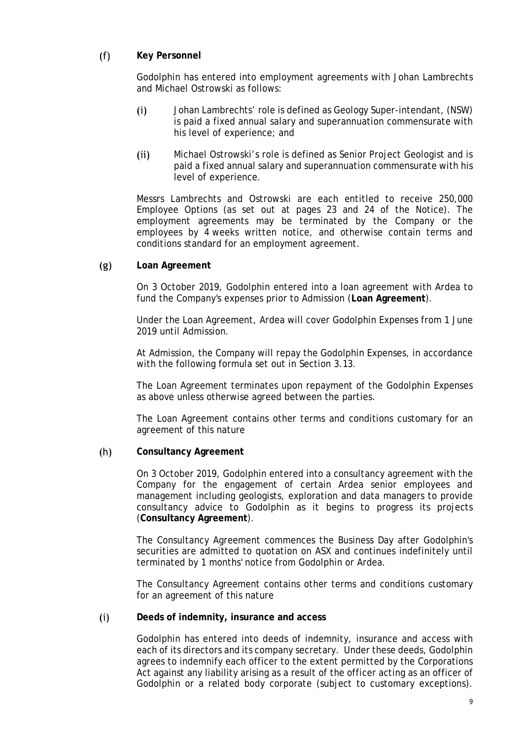(f) **Key Personnel**

Godolphin has entered into employment agreements with Johan Lambrechts and Michael Ostrowski as follows:

(i) Johan Lambrechts' role is defined as Geology Super-intendant, (NSW) is paid a fixed annual salary and superannuation commensurate with his level of experience; and

(ii) Michael Ostrowski's role is defined as Senior Project Geologist and is paid a fixed annual salary and superannuation commensurate with his level of experience.

Messrs Lambrechts and Ostrowski are each entitled to receive 250,000 Employee Options (as set out at pages 23 and 24 of the Notice). The employment agreements may be terminated by the Company or the employees by 4 weeks written notice, and otherwise contain terms and conditions standard for an employment agreement.

(g) **Loan Agreement**

On 3 October 2019, Godolphin entered into a loan agreement with Ardea to fund the Company's expenses prior to Admission (**Loan Agreement**).

Under the Loan Agreement, Ardea will cover Godolphin Expenses from 1 June 2019 until Admission.

At Admission, the Company will repay the Godolphin Expenses, in accordance with the following formula set out in Section 3.13.

The Loan Agreement terminates upon repayment of the Godolphin Expenses as above unless otherwise agreed between the parties.

The Loan Agreement contains other terms and conditions customary for an agreement of this nature

(h) **Consultancy Agreement**

On 3 October 2019, Godolphin entered into a consultancy agreement with the Company for the engagement of certain Ardea senior employees and management including geologists, exploration and data managers to provide consultancy advice to Godolphin as it begins to progress its projects (**Consultancy Agreement**).

The Consultancy Agreement commences the Business Day after Godolphin's securities are admitted to quotation on ASX and continues indefinitely until terminated by 1 months' notice from Godolphin or Ardea.

The Consultancy Agreement contains other terms and conditions customary for an agreement of this nature

(i) **Deeds of indemnity, insurance and access**

Godolphin has entered into deeds of indemnity, insurance and access with each of its directors and its company secretary. Under these deeds, Godolphin agrees to indemnify each officer to the extent permitted by the Corporations Act against any liability arising as a result of the officer acting as an officer of Godolphin or a related body corporate (subject to customary exceptions).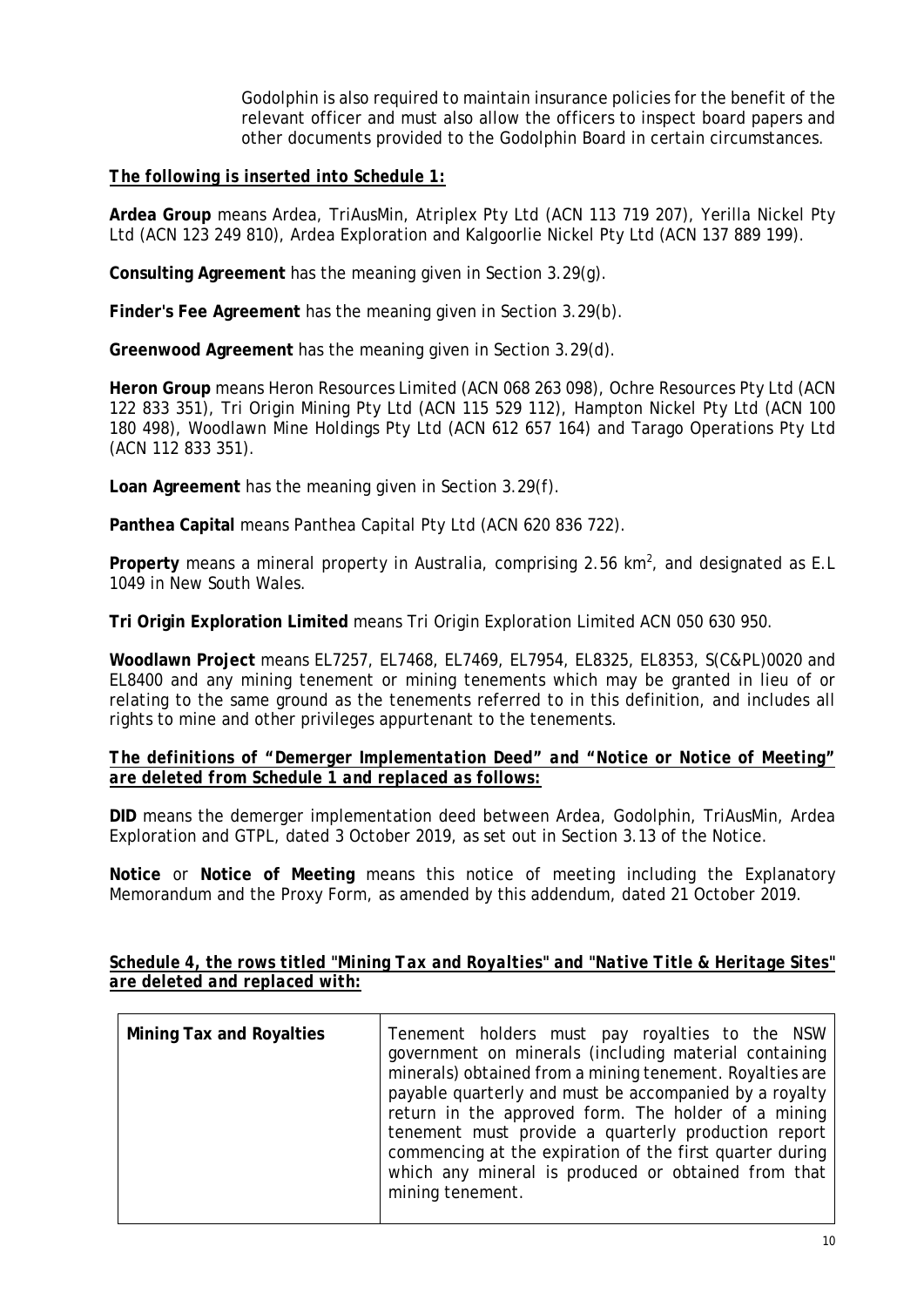Godolphin is also required to maintain insurance policies for the benefit of the relevant officer and must also allow the officers to inspect board papers and other documents provided to the Godolphin Board in certain circumstances.

***The following is inserted into Schedule 1:***

**Ardea Group** means Ardea, TriAusMin, Atriplex Pty Ltd (ACN 113 719 207), Yerilla Nickel Pty Ltd (ACN 123 249 810), Ardea Exploration and Kalgoorlie Nickel Pty Ltd (ACN 137 889 199).

**Consulting Agreement** has the meaning given in Section 3.29(g).

**Finder's Fee Agreement** has the meaning given in Section 3.29(b).

**Greenwood Agreement** has the meaning given in Section 3.29(d).

**Heron Group** means Heron Resources Limited (ACN 068 263 098), Ochre Resources Pty Ltd (ACN 122 833 351), Tri Origin Mining Pty Ltd (ACN 115 529 112), Hampton Nickel Pty Ltd (ACN 100 180 498), Woodlawn Mine Holdings Pty Ltd (ACN 612 657 164) and Tarago Operations Pty Ltd (ACN 112 833 351).

**Loan Agreement** has the meaning given in Section 3.29(f).

**Panthea Capital** means Panthea Capital Pty Ltd (ACN 620 836 722).

**Property** means a mineral property in Australia, comprising 2.56 $km^2$, and designated as E.L 1049 in New South Wales.

**Tri Origin Exploration Limited** means Tri Origin Exploration Limited ACN 050 630 950.

**Woodlawn Project** means EL7257, EL7468, EL7469, EL7954, EL8325, EL8353, S(C&PL)0020 and EL8400 and any mining tenement or mining tenements which may be granted in lieu of or relating to the same ground as the tenements referred to in this definition, and includes all rights to mine and other privileges appurtenant to the tenements.

***The definitions of "Demerger Implementation Deed" and "Notice or Notice of Meeting" are deleted from Schedule 1 and replaced as follows:***

**DID** means the demerger implementation deed between Ardea, Godolphin, TriAusMin, Ardea Exploration and GTPL, dated 3 October 2019, as set out in Section 3.13 of the Notice.

**Notice** or **Notice of Meeting** means this notice of meeting including the Explanatory Memorandum and the Proxy Form, as amended by this addendum, dated 21 October 2019.

***Schedule 4, the rows titled "Mining Tax and Royalties" and "Native Title & Heritage Sites" are deleted and replaced with:***

| | |
|---|---|
| **Mining Tax and Royalties** | Tenement holders must pay royalties to the NSW government on minerals (including material containing minerals) obtained from a mining tenement. Royalties are payable quarterly and must be accompanied by a royalty return in the approved form. The holder of a mining tenement must provide a quarterly production report commencing at the expiration of the first quarter during which any mineral is produced or obtained from that mining tenement. |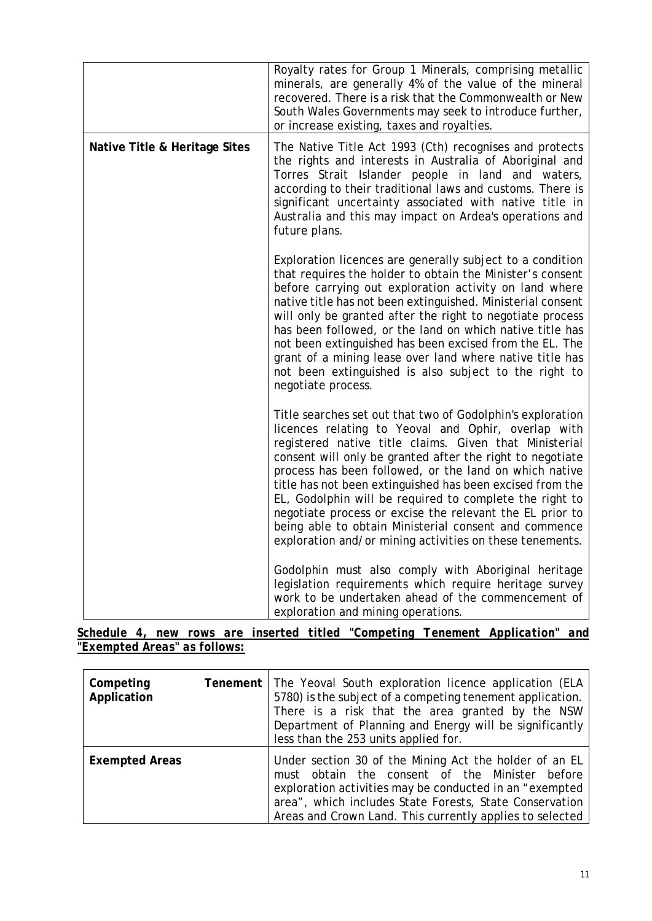| | |
|---|---|
| | Royalty rates for Group 1 Minerals, comprising metallic minerals, are generally 4% of the value of the mineral recovered. There is a risk that the Commonwealth or New South Wales Governments may seek to introduce further, or increase existing, taxes and royalties. |
| **Native Title & Heritage Sites** | The Native Title Act 1993 (Cth) recognises and protects the rights and interests in Australia of Aboriginal and Torres Strait Islander people in land and waters, according to their traditional laws and customs. There is significant uncertainty associated with native title in Australia and this may impact on Ardea's operations and future plans.<br><br>Exploration licences are generally subject to a condition that requires the holder to obtain the Minister's consent before carrying out exploration activity on land where native title has not been extinguished. Ministerial consent will only be granted after the right to negotiate process has been followed, or the land on which native title has not been extinguished has been excised from the EL. The grant of a mining lease over land where native title has not been extinguished is also subject to the right to negotiate process.<br><br>Title searches set out that two of Godolphin's exploration licences relating to Yeoval and Ophir, overlap with registered native title claims. Given that Ministerial consent will only be granted after the right to negotiate process has been followed, or the land on which native title has not been extinguished has been excised from the EL, Godolphin will be required to complete the right to negotiate process or excise the relevant the EL prior to being able to obtain Ministerial consent and commence exploration and/or mining activities on these tenements.<br><br>Godolphin must also comply with Aboriginal heritage legislation requirements which require heritage survey work to be undertaken ahead of the commencement of exploration and mining operations. |

***Schedule 4, new rows are inserted titled "Competing Tenement Application" and "Exempted Areas" as follows:***

| | |
|---|---|
| **Competing Tenement Application** | The Yeoval South exploration licence application (ELA 5780) is the subject of a competing tenement application. There is a risk that the area granted by the NSW Department of Planning and Energy will be significantly less than the 253 units applied for. |
| **Exempted Areas** | Under section 30 of the Mining Act the holder of an EL must obtain the consent of the Minister before exploration activities may be conducted in an "exempted area", which includes State Forests, State Conservation Areas and Crown Land. This currently applies to selected |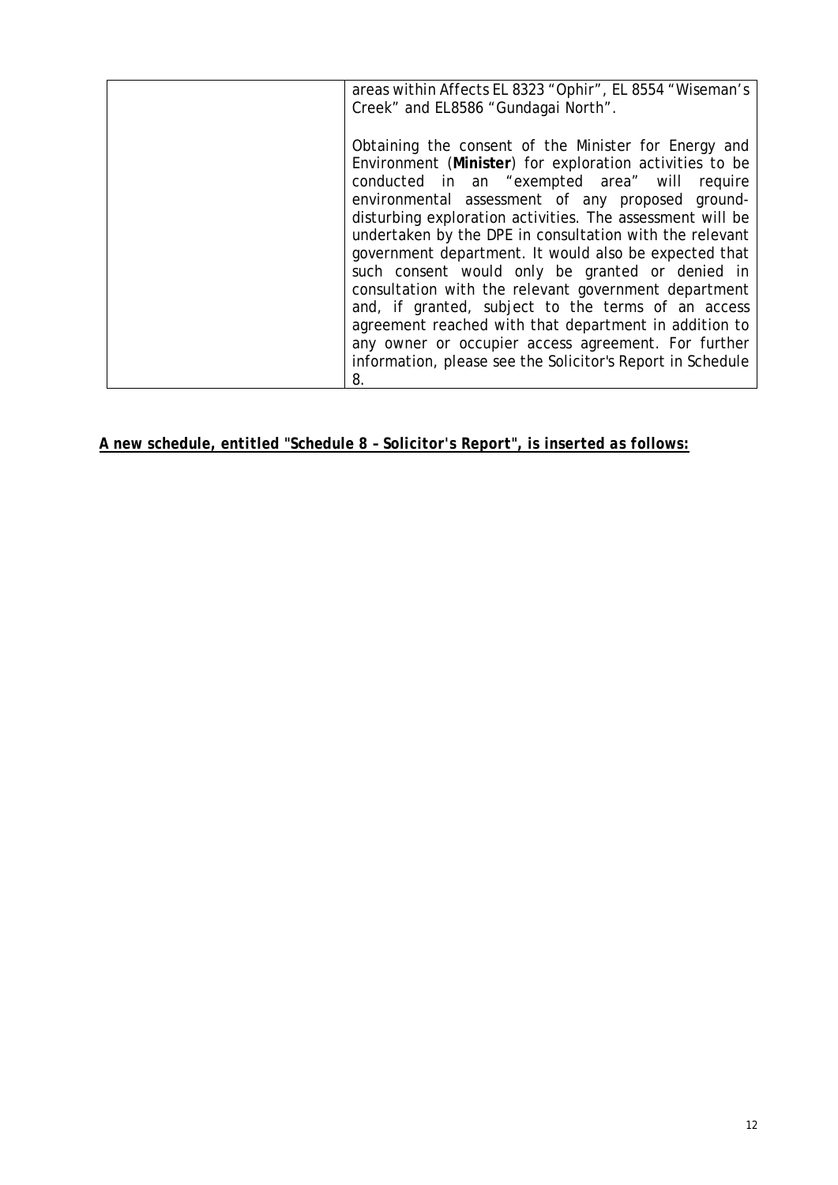| | |
|---|---|
| | areas within Affects EL 8323 "Ophir", EL 8554 "Wiseman's Creek" and EL8586 "Gundagai North".<br><br>Obtaining the consent of the Minister for Energy and Environment (**Minister**) for exploration activities to be conducted in an "exempted area" will require environmental assessment of any proposed ground-disturbing exploration activities. The assessment will be undertaken by the DPE in consultation with the relevant government department. It would also be expected that such consent would only be granted or denied in consultation with the relevant government department and, if granted, subject to the terms of an access agreement reached with that department in addition to any owner or occupier access agreement. For further information, please see the Solicitor's Report in Schedule 8. |

***<u>A new schedule, entitled "Schedule 8 – Solicitor's Report", is inserted as follows:</u>***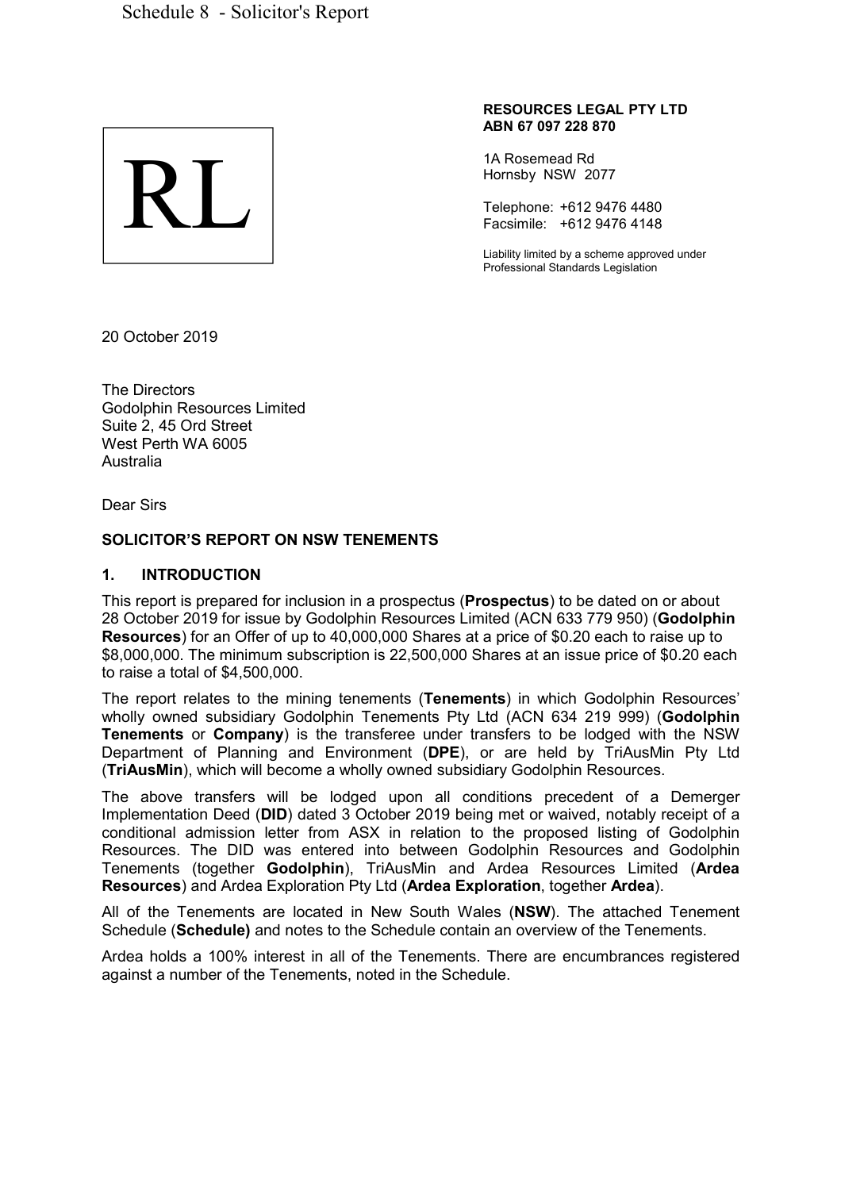Schedule 8 - Solicitor's Report

RL

**RESOURCES LEGAL PTY LTD**
**ABN 67 097 228 870**

1A Rosemead Rd
Hornsby NSW 2077

Telephone: +612 9476 4480
Facsimile: +612 9476 4148

Liability limited by a scheme approved under Professional Standards Legislation

20 October 2019

The Directors
Godolphin Resources Limited
Suite 2, 45 Ord Street
West Perth WA 6005
Australia

Dear Sirs

**SOLICITOR'S REPORT ON NSW TENEMENTS**

## 1. INTRODUCTION

This report is prepared for inclusion in a prospectus (**Prospectus**) to be dated on or about 28 October 2019 for issue by Godolphin Resources Limited (ACN 633 779 950) (**Godolphin Resources**) for an Offer of up to 40,000,000 Shares at a price of $0.20 each to raise up to $8,000,000. The minimum subscription is 22,500,000 Shares at an issue price of $0.20 each to raise a total of $4,500,000.

The report relates to the mining tenements (**Tenements**) in which Godolphin Resources' wholly owned subsidiary Godolphin Tenements Pty Ltd (ACN 634 219 999) (**Godolphin Tenements** or **Company**) is the transferee under transfers to be lodged with the NSW Department of Planning and Environment (**DPE**), or are held by TriAusMin Pty Ltd (**TriAusMin**), which will become a wholly owned subsidiary Godolphin Resources.

The above transfers will be lodged upon all conditions precedent of a Demerger Implementation Deed (**DID**) dated 3 October 2019 being met or waived, notably receipt of a conditional admission letter from ASX in relation to the proposed listing of Godolphin Resources. The DID was entered into between Godolphin Resources and Godolphin Tenements (together **Godolphin**), TriAusMin and Ardea Resources Limited (**Ardea Resources**) and Ardea Exploration Pty Ltd (**Ardea Exploration**, together **Ardea**).

All of the Tenements are located in New South Wales (**NSW**). The attached Tenement Schedule (**Schedule)** and notes to the Schedule contain an overview of the Tenements.

Ardea holds a 100% interest in all of the Tenements. There are encumbrances registered against a number of the Tenements, noted in the Schedule.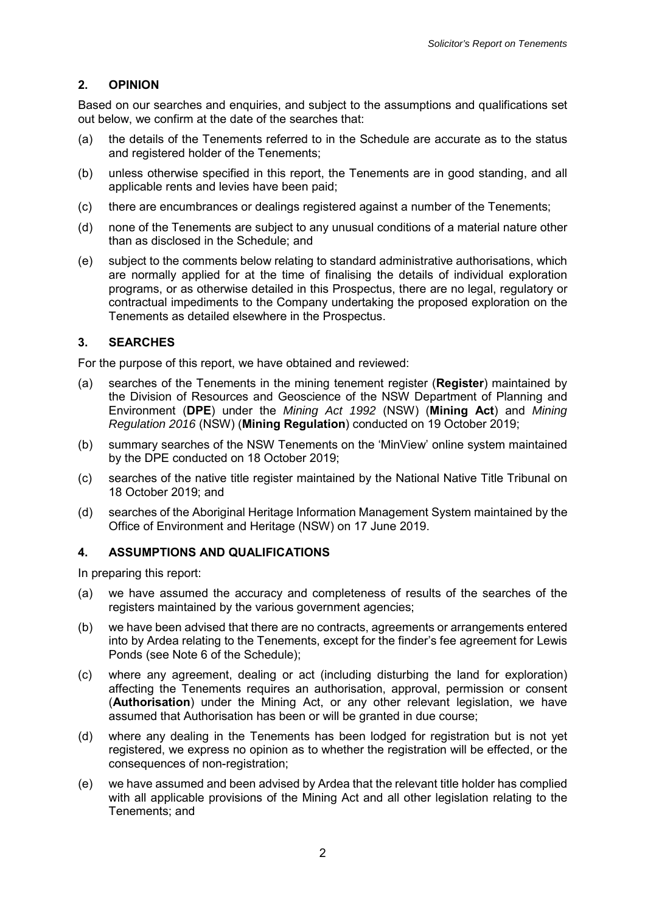## 2. OPINION

Based on our searches and enquiries, and subject to the assumptions and qualifications set out below, we confirm at the date of the searches that:

(a) the details of the Tenements referred to in the Schedule are accurate as to the status and registered holder of the Tenements;

(b) unless otherwise specified in this report, the Tenements are in good standing, and all applicable rents and levies have been paid;

(c) there are encumbrances or dealings registered against a number of the Tenements;

(d) none of the Tenements are subject to any unusual conditions of a material nature other than as disclosed in the Schedule; and

(e) subject to the comments below relating to standard administrative authorisations, which are normally applied for at the time of finalising the details of individual exploration programs, or as otherwise detailed in this Prospectus, there are no legal, regulatory or contractual impediments to the Company undertaking the proposed exploration on the Tenements as detailed elsewhere in the Prospectus.

## 3. SEARCHES

For the purpose of this report, we have obtained and reviewed:

(a) searches of the Tenements in the mining tenement register (**Register**) maintained by the Division of Resources and Geoscience of the NSW Department of Planning and Environment (**DPE**) under the *Mining Act 1992* (NSW) (**Mining Act**) and *Mining Regulation 2016* (NSW) (**Mining Regulation**) conducted on 19 October 2019;

(b) summary searches of the NSW Tenements on the 'MinView' online system maintained by the DPE conducted on 18 October 2019;

(c) searches of the native title register maintained by the National Native Title Tribunal on 18 October 2019; and

(d) searches of the Aboriginal Heritage Information Management System maintained by the Office of Environment and Heritage (NSW) on 17 June 2019.

## 4. ASSUMPTIONS AND QUALIFICATIONS

In preparing this report:

(a) we have assumed the accuracy and completeness of results of the searches of the registers maintained by the various government agencies;

(b) we have been advised that there are no contracts, agreements or arrangements entered into by Ardea relating to the Tenements, except for the finder's fee agreement for Lewis Ponds (see Note 6 of the Schedule);

(c) where any agreement, dealing or act (including disturbing the land for exploration) affecting the Tenements requires an authorisation, approval, permission or consent (**Authorisation**) under the Mining Act, or any other relevant legislation, we have assumed that Authorisation has been or will be granted in due course;

(d) where any dealing in the Tenements has been lodged for registration but is not yet registered, we express no opinion as to whether the registration will be effected, or the consequences of non-registration;

(e) we have assumed and been advised by Ardea that the relevant title holder has complied with all applicable provisions of the Mining Act and all other legislation relating to the Tenements; and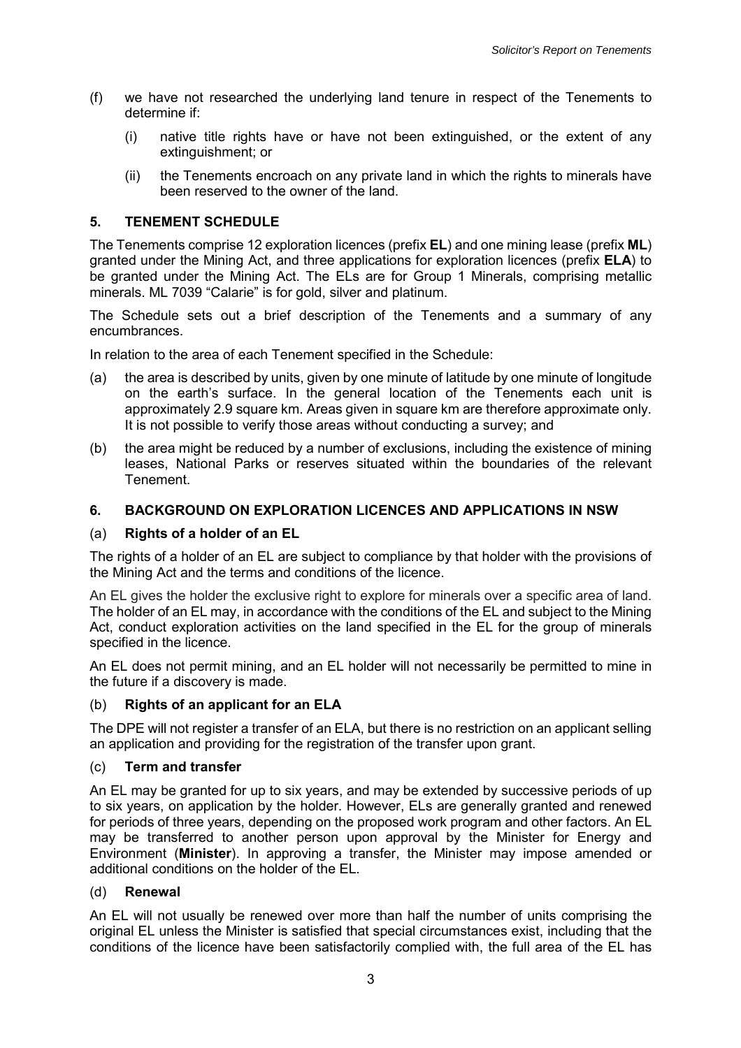(f) we have not researched the underlying land tenure in respect of the Tenements to determine if:

  (i) native title rights have or have not been extinguished, or the extent of any extinguishment; or

  (ii) the Tenements encroach on any private land in which the rights to minerals have been reserved to the owner of the land.

## 5. TENEMENT SCHEDULE

The Tenements comprise 12 exploration licences (prefix **EL**) and one mining lease (prefix **ML**) granted under the Mining Act, and three applications for exploration licences (prefix **ELA**) to be granted under the Mining Act. The ELs are for Group 1 Minerals, comprising metallic minerals. ML 7039 "Calarie" is for gold, silver and platinum.

The Schedule sets out a brief description of the Tenements and a summary of any encumbrances.

In relation to the area of each Tenement specified in the Schedule:

(a) the area is described by units, given by one minute of latitude by one minute of longitude on the earth's surface. In the general location of the Tenements each unit is approximately 2.9 square km. Areas given in square km are therefore approximate only. It is not possible to verify those areas without conducting a survey; and

(b) the area might be reduced by a number of exclusions, including the existence of mining leases, National Parks or reserves situated within the boundaries of the relevant Tenement.

## 6. BACKGROUND ON EXPLORATION LICENCES AND APPLICATIONS IN NSW

### (a) Rights of a holder of an EL

The rights of a holder of an EL are subject to compliance by that holder with the provisions of the Mining Act and the terms and conditions of the licence.

An EL gives the holder the exclusive right to explore for minerals over a specific area of land. The holder of an EL may, in accordance with the conditions of the EL and subject to the Mining Act, conduct exploration activities on the land specified in the EL for the group of minerals specified in the licence.

An EL does not permit mining, and an EL holder will not necessarily be permitted to mine in the future if a discovery is made.

### (b) Rights of an applicant for an ELA

The DPE will not register a transfer of an ELA, but there is no restriction on an applicant selling an application and providing for the registration of the transfer upon grant.

### (c) Term and transfer

An EL may be granted for up to six years, and may be extended by successive periods of up to six years, on application by the holder. However, ELs are generally granted and renewed for periods of three years, depending on the proposed work program and other factors. An EL may be transferred to another person upon approval by the Minister for Energy and Environment (**Minister**). In approving a transfer, the Minister may impose amended or additional conditions on the holder of the EL.

### (d) Renewal

An EL will not usually be renewed over more than half the number of units comprising the original EL unless the Minister is satisfied that special circumstances exist, including that the conditions of the licence have been satisfactorily complied with, the full area of the EL has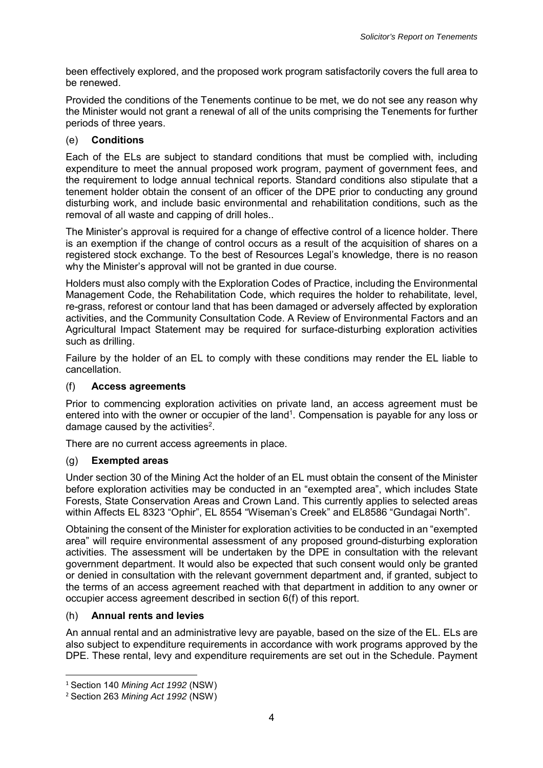been effectively explored, and the proposed work program satisfactorily covers the full area to be renewed.

Provided the conditions of the Tenements continue to be met, we do not see any reason why the Minister would not grant a renewal of all of the units comprising the Tenements for further periods of three years.

(e) **Conditions**

Each of the ELs are subject to standard conditions that must be complied with, including expenditure to meet the annual proposed work program, payment of government fees, and the requirement to lodge annual technical reports. Standard conditions also stipulate that a tenement holder obtain the consent of an officer of the DPE prior to conducting any ground disturbing work, and include basic environmental and rehabilitation conditions, such as the removal of all waste and capping of drill holes..

The Minister's approval is required for a change of effective control of a licence holder. There is an exemption if the change of control occurs as a result of the acquisition of shares on a registered stock exchange. To the best of Resources Legal's knowledge, there is no reason why the Minister's approval will not be granted in due course.

Holders must also comply with the Exploration Codes of Practice, including the Environmental Management Code, the Rehabilitation Code, which requires the holder to rehabilitate, level, re-grass, reforest or contour land that has been damaged or adversely affected by exploration activities, and the Community Consultation Code. A Review of Environmental Factors and an Agricultural Impact Statement may be required for surface-disturbing exploration activities such as drilling.

Failure by the holder of an EL to comply with these conditions may render the EL liable to cancellation.

(f) **Access agreements**

Prior to commencing exploration activities on private land, an access agreement must be entered into with the owner or occupier of the land[1]. Compensation is payable for any loss or damage caused by the activities[2].

There are no current access agreements in place.

(g) **Exempted areas**

Under section 30 of the Mining Act the holder of an EL must obtain the consent of the Minister before exploration activities may be conducted in an "exempted area", which includes State Forests, State Conservation Areas and Crown Land. This currently applies to selected areas within Affects EL 8323 "Ophir", EL 8554 "Wiseman's Creek" and EL8586 "Gundagai North".

Obtaining the consent of the Minister for exploration activities to be conducted in an "exempted area" will require environmental assessment of any proposed ground-disturbing exploration activities. The assessment will be undertaken by the DPE in consultation with the relevant government department. It would also be expected that such consent would only be granted or denied in consultation with the relevant government department and, if granted, subject to the terms of an access agreement reached with that department in addition to any owner or occupier access agreement described in section 6(f) of this report.

(h) **Annual rents and levies**

An annual rental and an administrative levy are payable, based on the size of the EL. ELs are also subject to expenditure requirements in accordance with work programs approved by the DPE. These rental, levy and expenditure requirements are set out in the Schedule. Payment

---

[1] Section 140 *Mining Act 1992* (NSW)

[2] Section 263 *Mining Act 1992* (NSW)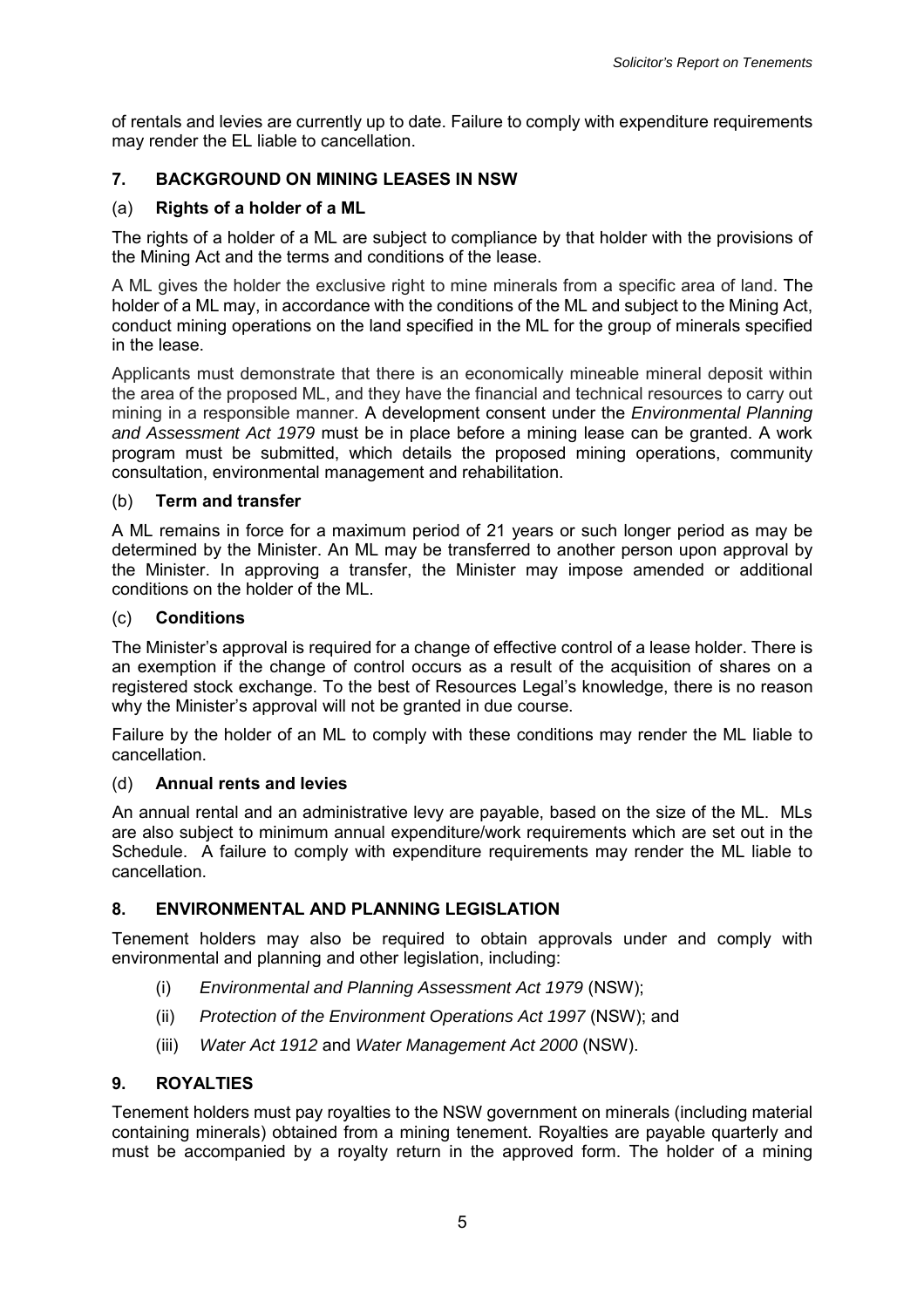of rentals and levies are currently up to date. Failure to comply with expenditure requirements may render the EL liable to cancellation.

## 7. BACKGROUND ON MINING LEASES IN NSW

### (a) Rights of a holder of a ML

The rights of a holder of a ML are subject to compliance by that holder with the provisions of the Mining Act and the terms and conditions of the lease.

A ML gives the holder the exclusive right to mine minerals from a specific area of land. The holder of a ML may, in accordance with the conditions of the ML and subject to the Mining Act, conduct mining operations on the land specified in the ML for the group of minerals specified in the lease.

Applicants must demonstrate that there is an economically mineable mineral deposit within the area of the proposed ML, and they have the financial and technical resources to carry out mining in a responsible manner. A development consent under the *Environmental Planning and Assessment Act 1979* must be in place before a mining lease can be granted. A work program must be submitted, which details the proposed mining operations, community consultation, environmental management and rehabilitation.

### (b) Term and transfer

A ML remains in force for a maximum period of 21 years or such longer period as may be determined by the Minister. An ML may be transferred to another person upon approval by the Minister. In approving a transfer, the Minister may impose amended or additional conditions on the holder of the ML.

### (c) Conditions

The Minister's approval is required for a change of effective control of a lease holder. There is an exemption if the change of control occurs as a result of the acquisition of shares on a registered stock exchange. To the best of Resources Legal's knowledge, there is no reason why the Minister's approval will not be granted in due course.

Failure by the holder of an ML to comply with these conditions may render the ML liable to cancellation.

### (d) Annual rents and levies

An annual rental and an administrative levy are payable, based on the size of the ML. MLs are also subject to minimum annual expenditure/work requirements which are set out in the Schedule. A failure to comply with expenditure requirements may render the ML liable to cancellation.

## 8. ENVIRONMENTAL AND PLANNING LEGISLATION

Tenement holders may also be required to obtain approvals under and comply with environmental and planning and other legislation, including:

(i) *Environmental and Planning Assessment Act 1979* (NSW);

(ii) *Protection of the Environment Operations Act 1997* (NSW); and

(iii) *Water Act 1912* and *Water Management Act 2000* (NSW).

## 9. ROYALTIES

Tenement holders must pay royalties to the NSW government on minerals (including material containing minerals) obtained from a mining tenement. Royalties are payable quarterly and must be accompanied by a royalty return in the approved form. The holder of a mining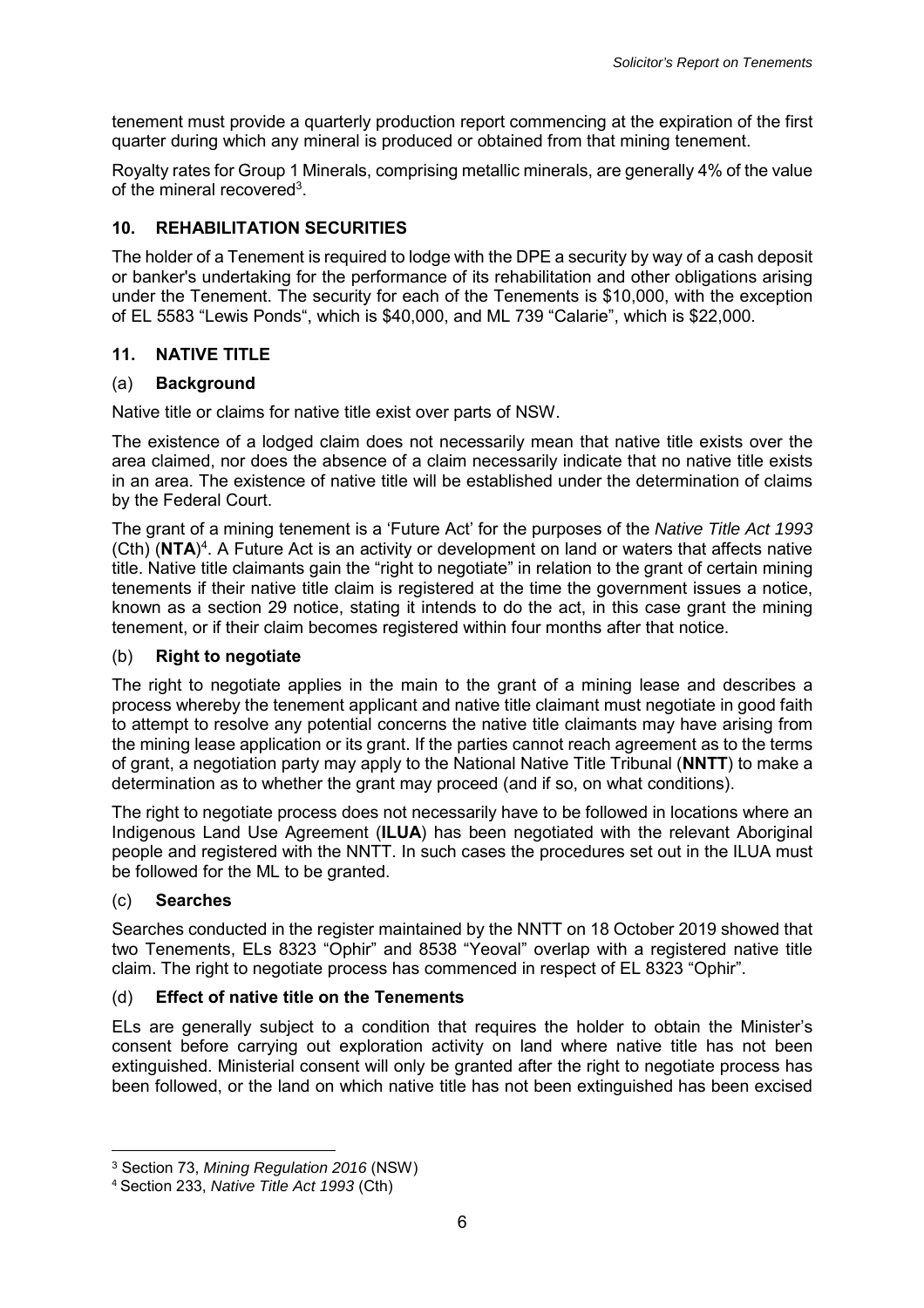tenement must provide a quarterly production report commencing at the expiration of the first quarter during which any mineral is produced or obtained from that mining tenement.

Royalty rates for Group 1 Minerals, comprising metallic minerals, are generally 4% of the value of the mineral recovered[3].

## 10. REHABILITATION SECURITIES

The holder of a Tenement is required to lodge with the DPE a security by way of a cash deposit or banker's undertaking for the performance of its rehabilitation and other obligations arising under the Tenement. The security for each of the Tenements is $10,000, with the exception of EL 5583 "Lewis Ponds", which is $40,000, and ML 739 "Calarie", which is $22,000.

## 11. NATIVE TITLE

### (a) Background

Native title or claims for native title exist over parts of NSW.

The existence of a lodged claim does not necessarily mean that native title exists over the area claimed, nor does the absence of a claim necessarily indicate that no native title exists in an area. The existence of native title will be established under the determination of claims by the Federal Court.

The grant of a mining tenement is a 'Future Act' for the purposes of the *Native Title Act 1993* (Cth) (**NTA**)[4]. A Future Act is an activity or development on land or waters that affects native title. Native title claimants gain the "right to negotiate" in relation to the grant of certain mining tenements if their native title claim is registered at the time the government issues a notice, known as a section 29 notice, stating it intends to do the act, in this case grant the mining tenement, or if their claim becomes registered within four months after that notice.

### (b) Right to negotiate

The right to negotiate applies in the main to the grant of a mining lease and describes a process whereby the tenement applicant and native title claimant must negotiate in good faith to attempt to resolve any potential concerns the native title claimants may have arising from the mining lease application or its grant. If the parties cannot reach agreement as to the terms of grant, a negotiation party may apply to the National Native Title Tribunal (**NNTT**) to make a determination as to whether the grant may proceed (and if so, on what conditions).

The right to negotiate process does not necessarily have to be followed in locations where an Indigenous Land Use Agreement (**ILUA**) has been negotiated with the relevant Aboriginal people and registered with the NNTT. In such cases the procedures set out in the ILUA must be followed for the ML to be granted.

### (c) Searches

Searches conducted in the register maintained by the NNTT on 18 October 2019 showed that two Tenements, ELs 8323 "Ophir" and 8538 "Yeoval" overlap with a registered native title claim. The right to negotiate process has commenced in respect of EL 8323 "Ophir".

### (d) Effect of native title on the Tenements

ELs are generally subject to a condition that requires the holder to obtain the Minister's consent before carrying out exploration activity on land where native title has not been extinguished. Ministerial consent will only be granted after the right to negotiate process has been followed, or the land on which native title has not been extinguished has been excised

---

[3] Section 73, *Mining Regulation 2016* (NSW)

[4] Section 233, *Native Title Act 1993* (Cth)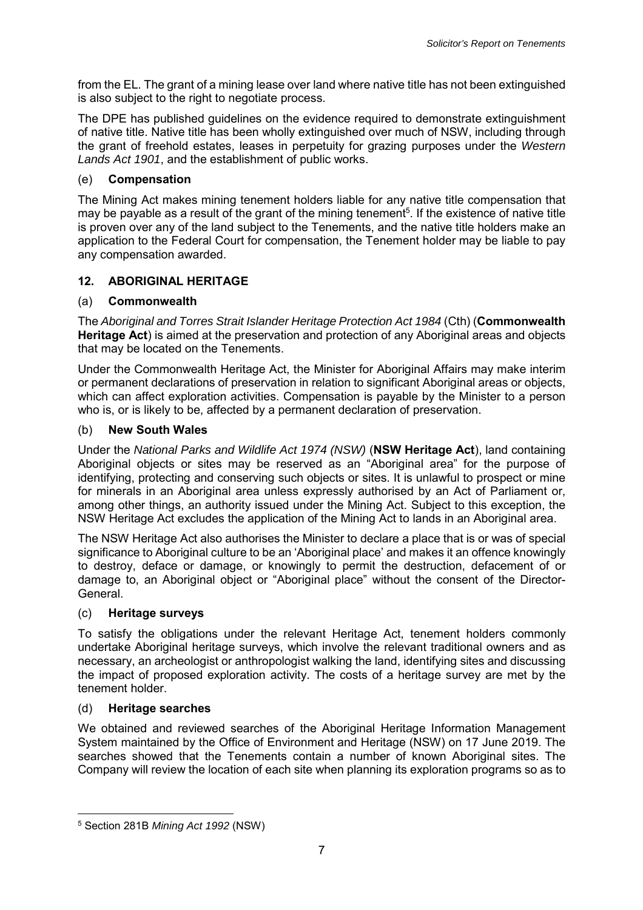from the EL. The grant of a mining lease over land where native title has not been extinguished is also subject to the right to negotiate process.

The DPE has published guidelines on the evidence required to demonstrate extinguishment of native title. Native title has been wholly extinguished over much of NSW, including through the grant of freehold estates, leases in perpetuity for grazing purposes under the *Western Lands Act 1901*, and the establishment of public works.

### (e) Compensation

The Mining Act makes mining tenement holders liable for any native title compensation that may be payable as a result of the grant of the mining tenement[5]. If the existence of native title is proven over any of the land subject to the Tenements, and the native title holders make an application to the Federal Court for compensation, the Tenement holder may be liable to pay any compensation awarded.

## 12. ABORIGINAL HERITAGE

### (a) Commonwealth

The *Aboriginal and Torres Strait Islander Heritage Protection Act 1984* (Cth) (**Commonwealth Heritage Act**) is aimed at the preservation and protection of any Aboriginal areas and objects that may be located on the Tenements.

Under the Commonwealth Heritage Act, the Minister for Aboriginal Affairs may make interim or permanent declarations of preservation in relation to significant Aboriginal areas or objects, which can affect exploration activities. Compensation is payable by the Minister to a person who is, or is likely to be, affected by a permanent declaration of preservation.

### (b) New South Wales

Under the *National Parks and Wildlife Act 1974 (NSW)* (**NSW Heritage Act**), land containing Aboriginal objects or sites may be reserved as an "Aboriginal area" for the purpose of identifying, protecting and conserving such objects or sites. It is unlawful to prospect or mine for minerals in an Aboriginal area unless expressly authorised by an Act of Parliament or, among other things, an authority issued under the Mining Act. Subject to this exception, the NSW Heritage Act excludes the application of the Mining Act to lands in an Aboriginal area.

The NSW Heritage Act also authorises the Minister to declare a place that is or was of special significance to Aboriginal culture to be an 'Aboriginal place' and makes it an offence knowingly to destroy, deface or damage, or knowingly to permit the destruction, defacement of or damage to, an Aboriginal object or "Aboriginal place" without the consent of the Director-General.

### (c) Heritage surveys

To satisfy the obligations under the relevant Heritage Act, tenement holders commonly undertake Aboriginal heritage surveys, which involve the relevant traditional owners and as necessary, an archeologist or anthropologist walking the land, identifying sites and discussing the impact of proposed exploration activity. The costs of a heritage survey are met by the tenement holder.

### (d) Heritage searches

We obtained and reviewed searches of the Aboriginal Heritage Information Management System maintained by the Office of Environment and Heritage (NSW) on 17 June 2019. The searches showed that the Tenements contain a number of known Aboriginal sites. The Company will review the location of each site when planning its exploration programs so as to

---

[5] Section 281B *Mining Act 1992* (NSW)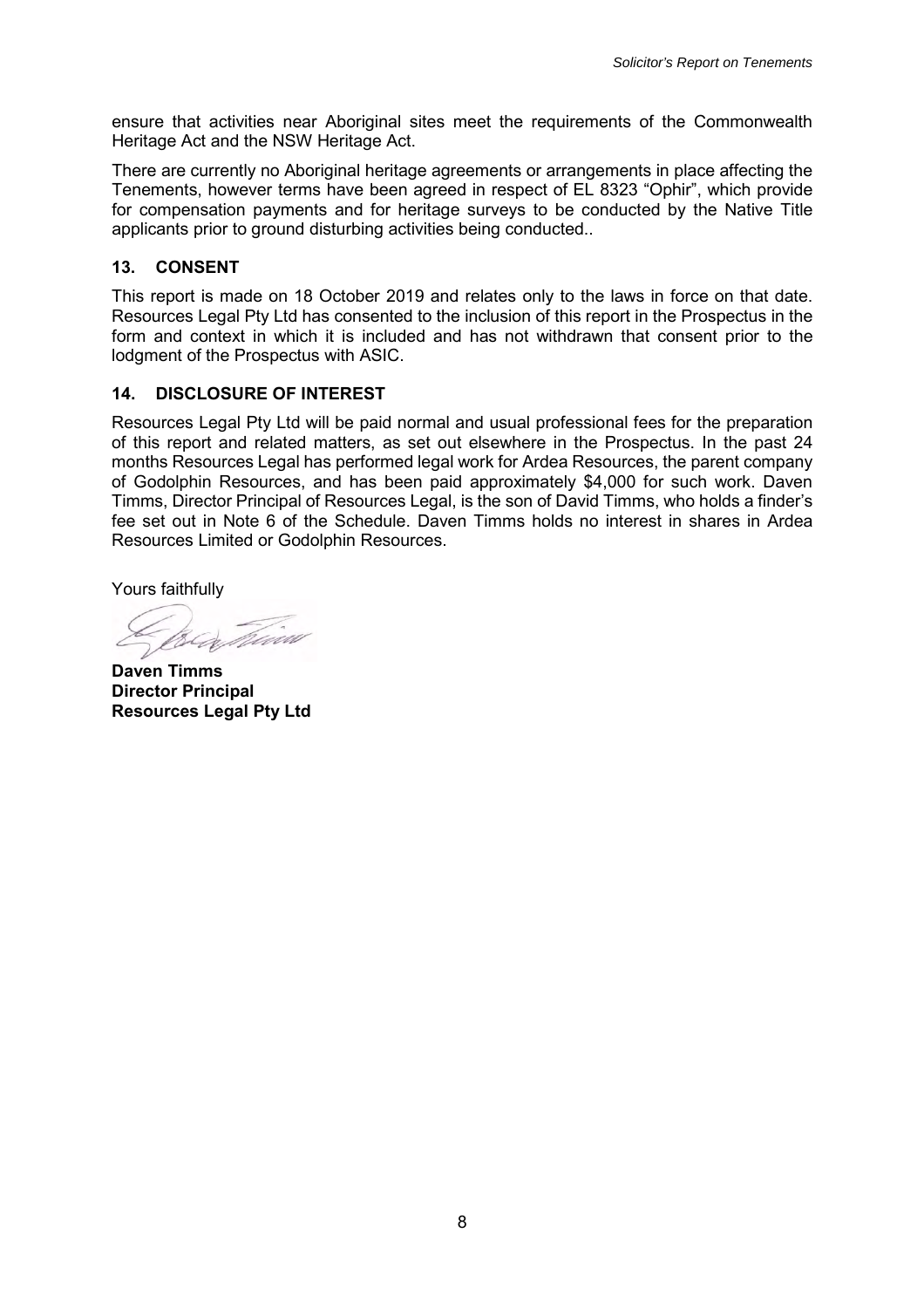ensure that activities near Aboriginal sites meet the requirements of the Commonwealth Heritage Act and the NSW Heritage Act.

There are currently no Aboriginal heritage agreements or arrangements in place affecting the Tenements, however terms have been agreed in respect of EL 8323 "Ophir", which provide for compensation payments and for heritage surveys to be conducted by the Native Title applicants prior to ground disturbing activities being conducted..

## 13. CONSENT

This report is made on 18 October 2019 and relates only to the laws in force on that date. Resources Legal Pty Ltd has consented to the inclusion of this report in the Prospectus in the form and context in which it is included and has not withdrawn that consent prior to the lodgment of the Prospectus with ASIC.

## 14. DISCLOSURE OF INTEREST

Resources Legal Pty Ltd will be paid normal and usual professional fees for the preparation of this report and related matters, as set out elsewhere in the Prospectus. In the past 24 months Resources Legal has performed legal work for Ardea Resources, the parent company of Godolphin Resources, and has been paid approximately $4,000 for such work. Daven Timms, Director Principal of Resources Legal, is the son of David Timms, who holds a finder's fee set out in Note 6 of the Schedule. Daven Timms holds no interest in shares in Ardea Resources Limited or Godolphin Resources.

Yours faithfully

**Daven Timms**
**Director Principal**
**Resources Legal Pty Ltd**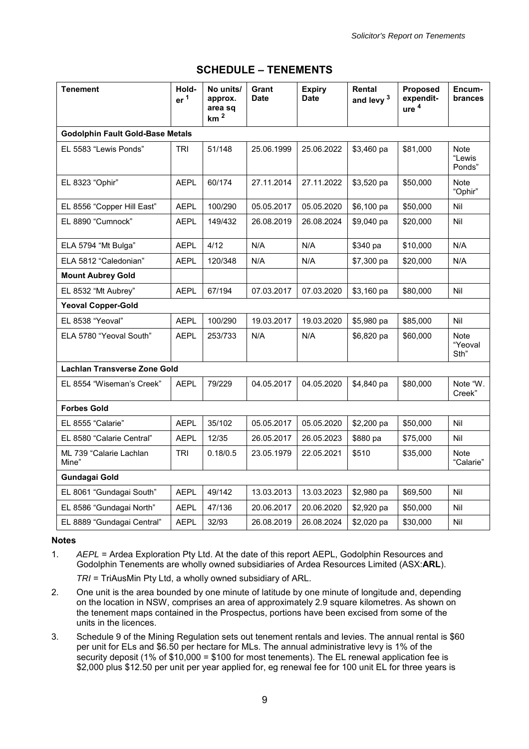## SCHEDULE – TENEMENTS

| Tenement | Holder [1] | No units/ approx. area sq km [2] | Grant Date | Expiry Date | Rental and levy [3] | Proposed expenditure [4] | Encumbrances |
|---|---|---|---|---|---|---|---|
| **Godolphin Fault Gold-Base Metals** | | | | | | | |
| EL 5583 "Lewis Ponds" | TRI | 51/148 | 25.06.1999 | 25.06.2022 | $3,460 pa | $81,000 | Note "Lewis Ponds" |
| EL 8323 "Ophir" | AEPL | 60/174 | 27.11.2014 | 27.11.2022 | $3,520 pa | $50,000 | Note "Ophir" |
| EL 8556 "Copper Hill East" | AEPL | 100/290 | 05.05.2017 | 05.05.2020 | $6,100 pa | $50,000 | Nil |
| EL 8890 "Cumnock" | AEPL | 149/432 | 26.08.2019 | 26.08.2024 | $9,040 pa | $20,000 | Nil |
| ELA 5794 "Mt Bulga" | AEPL | 4/12 | N/A | N/A | $340 pa | $10,000 | N/A |
| ELA 5812 "Caledonian" | AEPL | 120/348 | N/A | N/A | $7,300 pa | $20,000 | N/A |
| **Mount Aubrey Gold** | | | | | | | |
| EL 8532 "Mt Aubrey" | AEPL | 67/194 | 07.03.2017 | 07.03.2020 | $3,160 pa | $80,000 | Nil |
| **Yeoval Copper-Gold** | | | | | | | |
| EL 8538 "Yeoval" | AEPL | 100/290 | 19.03.2017 | 19.03.2020 | $5,980 pa | $85,000 | Nil |
| ELA 5780 "Yeoval South" | AEPL | 253/733 | N/A | N/A | $6,820 pa | $60,000 | Note "Yeoval Sth" |
| **Lachlan Transverse Zone Gold** | | | | | | | |
| EL 8554 "Wiseman's Creek" | AEPL | 79/229 | 04.05.2017 | 04.05.2020 | $4,840 pa | $80,000 | Note "W. Creek" |
| **Forbes Gold** | | | | | | | |
| EL 8555 "Calarie" | AEPL | 35/102 | 05.05.2017 | 05.05.2020 | $2,200 pa | $50,000 | Nil |
| EL 8580 "Calarie Central" | AEPL | 12/35 | 26.05.2017 | 26.05.2023 | $880 pa | $75,000 | Nil |
| ML 739 "Calarie Lachlan Mine" | TRI | 0.18/0.5 | 23.05.1979 | 22.05.2021 | $510 | $35,000 | Note "Calarie" |
| **Gundagai Gold** | | | | | | | |
| EL 8061 "Gundagai South" | AEPL | 49/142 | 13.03.2013 | 13.03.2023 | $2,980 pa | $69,500 | Nil |
| EL 8586 "Gundagai North" | AEPL | 47/136 | 20.06.2017 | 20.06.2020 | $2,920 pa | $50,000 | Nil |
| EL 8889 "Gundagai Central" | AEPL | 32/93 | 26.08.2019 | 26.08.2024 | $2,020 pa | $30,000 | Nil |

**Notes**

1. *AEPL* = Ardea Exploration Pty Ltd. At the date of this report AEPL, Godolphin Resources and Godolphin Tenements are wholly owned subsidiaries of Ardea Resources Limited (ASX:**ARL**).

   *TRI* = TriAusMin Pty Ltd, a wholly owned subsidiary of ARL.

2. One unit is the area bounded by one minute of latitude by one minute of longitude and, depending on the location in NSW, comprises an area of approximately 2.9 square kilometres. As shown on the tenement maps contained in the Prospectus, portions have been excised from some of the units in the licences.

3. Schedule 9 of the Mining Regulation sets out tenement rentals and levies. The annual rental is $60 per unit for ELs and $6.50 per hectare for MLs. The annual administrative levy is 1% of the security deposit (1% of $10,000 = $100 for most tenements). The EL renewal application fee is $2,000 plus $12.50 per unit per year applied for, eg renewal fee for 100 unit EL for three years is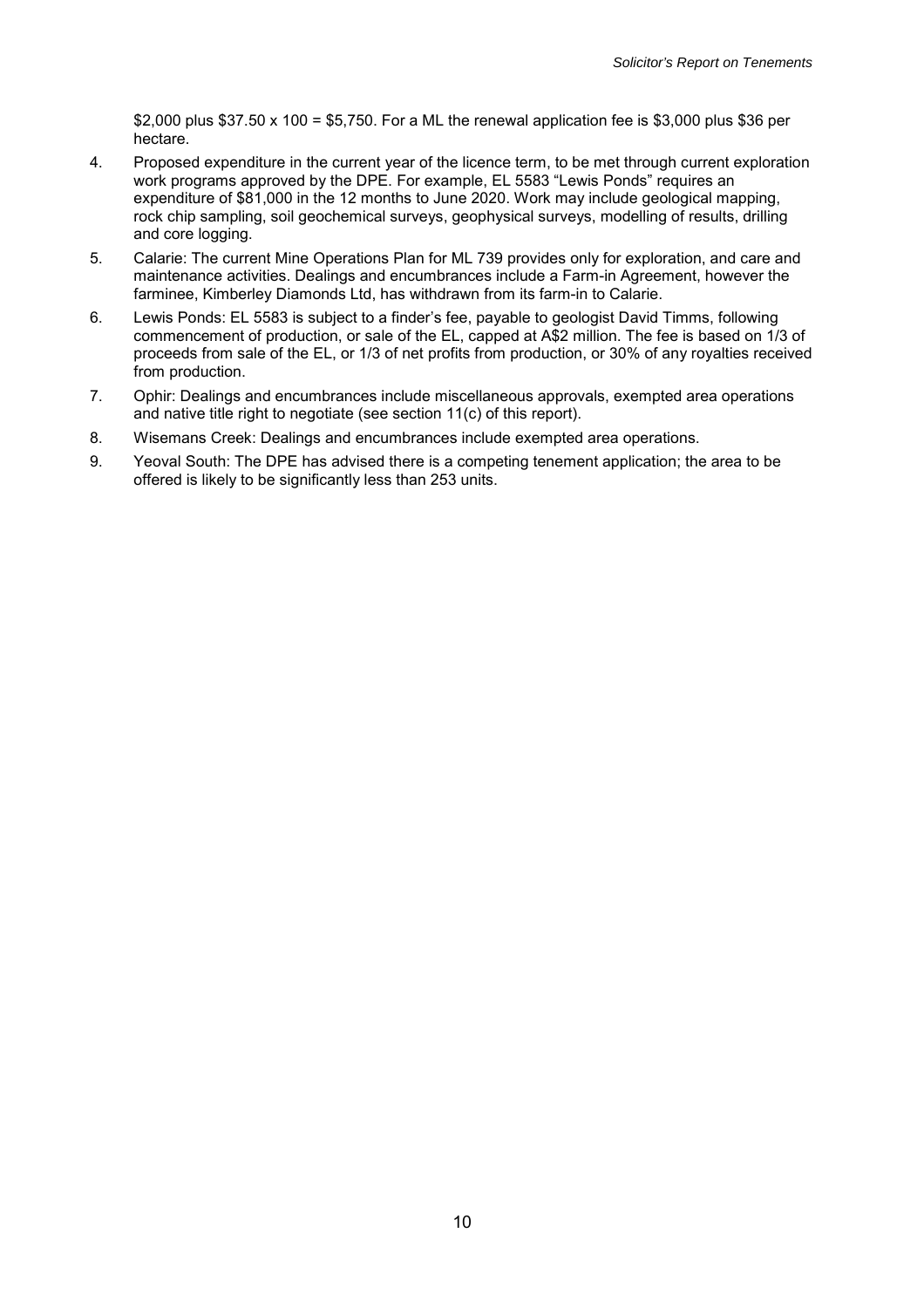$2,000 plus $37.50 x 100 = $5,750. For a ML the renewal application fee is $3,000 plus $36 per hectare.

4. Proposed expenditure in the current year of the licence term, to be met through current exploration work programs approved by the DPE. For example, EL 5583 "Lewis Ponds" requires an expenditure of $81,000 in the 12 months to June 2020. Work may include geological mapping, rock chip sampling, soil geochemical surveys, geophysical surveys, modelling of results, drilling and core logging.
5. Calarie: The current Mine Operations Plan for ML 739 provides only for exploration, and care and maintenance activities. Dealings and encumbrances include a Farm-in Agreement, however the farminee, Kimberley Diamonds Ltd, has withdrawn from its farm-in to Calarie.
6. Lewis Ponds: EL 5583 is subject to a finder's fee, payable to geologist David Timms, following commencement of production, or sale of the EL, capped at A$2 million. The fee is based on 1/3 of proceeds from sale of the EL, or 1/3 of net profits from production, or 30% of any royalties received from production.
7. Ophir: Dealings and encumbrances include miscellaneous approvals, exempted area operations and native title right to negotiate (see section 11(c) of this report).
8. Wisemans Creek: Dealings and encumbrances include exempted area operations.
9. Yeoval South: The DPE has advised there is a competing tenement application; the area to be offered is likely to be significantly less than 253 units.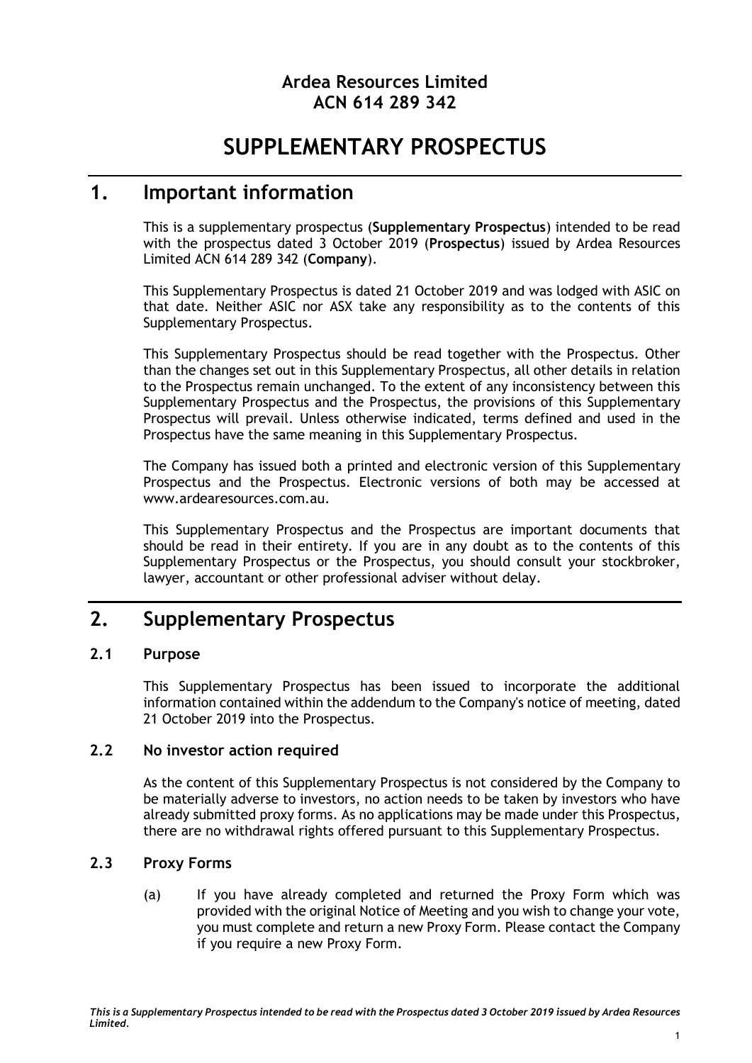**Ardea Resources Limited**
**ACN 614 289 342**

# SUPPLEMENTARY PROSPECTUS

## 1. Important information

This is a supplementary prospectus (**Supplementary Prospectus**) intended to be read with the prospectus dated 3 October 2019 (**Prospectus**) issued by Ardea Resources Limited ACN 614 289 342 (**Company**).

This Supplementary Prospectus is dated 21 October 2019 and was lodged with ASIC on that date. Neither ASIC nor ASX take any responsibility as to the contents of this Supplementary Prospectus.

This Supplementary Prospectus should be read together with the Prospectus. Other than the changes set out in this Supplementary Prospectus, all other details in relation to the Prospectus remain unchanged. To the extent of any inconsistency between this Supplementary Prospectus and the Prospectus, the provisions of this Supplementary Prospectus will prevail. Unless otherwise indicated, terms defined and used in the Prospectus have the same meaning in this Supplementary Prospectus.

The Company has issued both a printed and electronic version of this Supplementary Prospectus and the Prospectus. Electronic versions of both may be accessed at www.ardearesources.com.au.

This Supplementary Prospectus and the Prospectus are important documents that should be read in their entirety. If you are in any doubt as to the contents of this Supplementary Prospectus or the Prospectus, you should consult your stockbroker, lawyer, accountant or other professional adviser without delay.

## 2. Supplementary Prospectus

### 2.1 Purpose

This Supplementary Prospectus has been issued to incorporate the additional information contained within the addendum to the Company's notice of meeting, dated 21 October 2019 into the Prospectus.

### 2.2 No investor action required

As the content of this Supplementary Prospectus is not considered by the Company to be materially adverse to investors, no action needs to be taken by investors who have already submitted proxy forms. As no applications may be made under this Prospectus, there are no withdrawal rights offered pursuant to this Supplementary Prospectus.

### 2.3 Proxy Forms

(a) If you have already completed and returned the Proxy Form which was provided with the original Notice of Meeting and you wish to change your vote, you must complete and return a new Proxy Form. Please contact the Company if you require a new Proxy Form.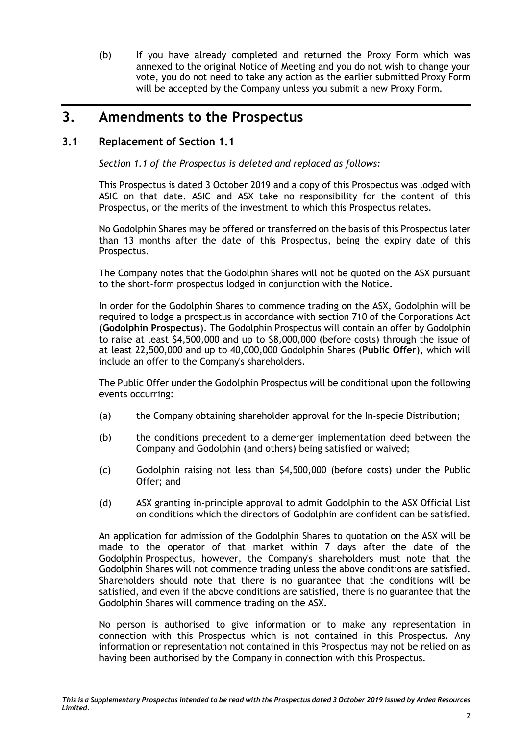(b) If you have already completed and returned the Proxy Form which was annexed to the original Notice of Meeting and you do not wish to change your vote, you do not need to take any action as the earlier submitted Proxy Form will be accepted by the Company unless you submit a new Proxy Form.

# 3. Amendments to the Prospectus

## 3.1 Replacement of Section 1.1

*Section 1.1 of the Prospectus is deleted and replaced as follows:*

This Prospectus is dated 3 October 2019 and a copy of this Prospectus was lodged with ASIC on that date. ASIC and ASX take no responsibility for the content of this Prospectus, or the merits of the investment to which this Prospectus relates.

No Godolphin Shares may be offered or transferred on the basis of this Prospectus later than 13 months after the date of this Prospectus, being the expiry date of this Prospectus.

The Company notes that the Godolphin Shares will not be quoted on the ASX pursuant to the short-form prospectus lodged in conjunction with the Notice.

In order for the Godolphin Shares to commence trading on the ASX, Godolphin will be required to lodge a prospectus in accordance with section 710 of the Corporations Act (**Godolphin Prospectus**). The Godolphin Prospectus will contain an offer by Godolphin to raise at least $4,500,000 and up to $8,000,000 (before costs) through the issue of at least 22,500,000 and up to 40,000,000 Godolphin Shares (**Public Offer**), which will include an offer to the Company's shareholders.

The Public Offer under the Godolphin Prospectus will be conditional upon the following events occurring:

(a) the Company obtaining shareholder approval for the In-specie Distribution;

(b) the conditions precedent to a demerger implementation deed between the Company and Godolphin (and others) being satisfied or waived;

(c) Godolphin raising not less than $4,500,000 (before costs) under the Public Offer; and

(d) ASX granting in-principle approval to admit Godolphin to the ASX Official List on conditions which the directors of Godolphin are confident can be satisfied.

An application for admission of the Godolphin Shares to quotation on the ASX will be made to the operator of that market within 7 days after the date of the Godolphin Prospectus, however, the Company's shareholders must note that the Godolphin Shares will not commence trading unless the above conditions are satisfied. Shareholders should note that there is no guarantee that the conditions will be satisfied, and even if the above conditions are satisfied, there is no guarantee that the Godolphin Shares will commence trading on the ASX.

No person is authorised to give information or to make any representation in connection with this Prospectus which is not contained in this Prospectus. Any information or representation not contained in this Prospectus may not be relied on as having been authorised by the Company in connection with this Prospectus.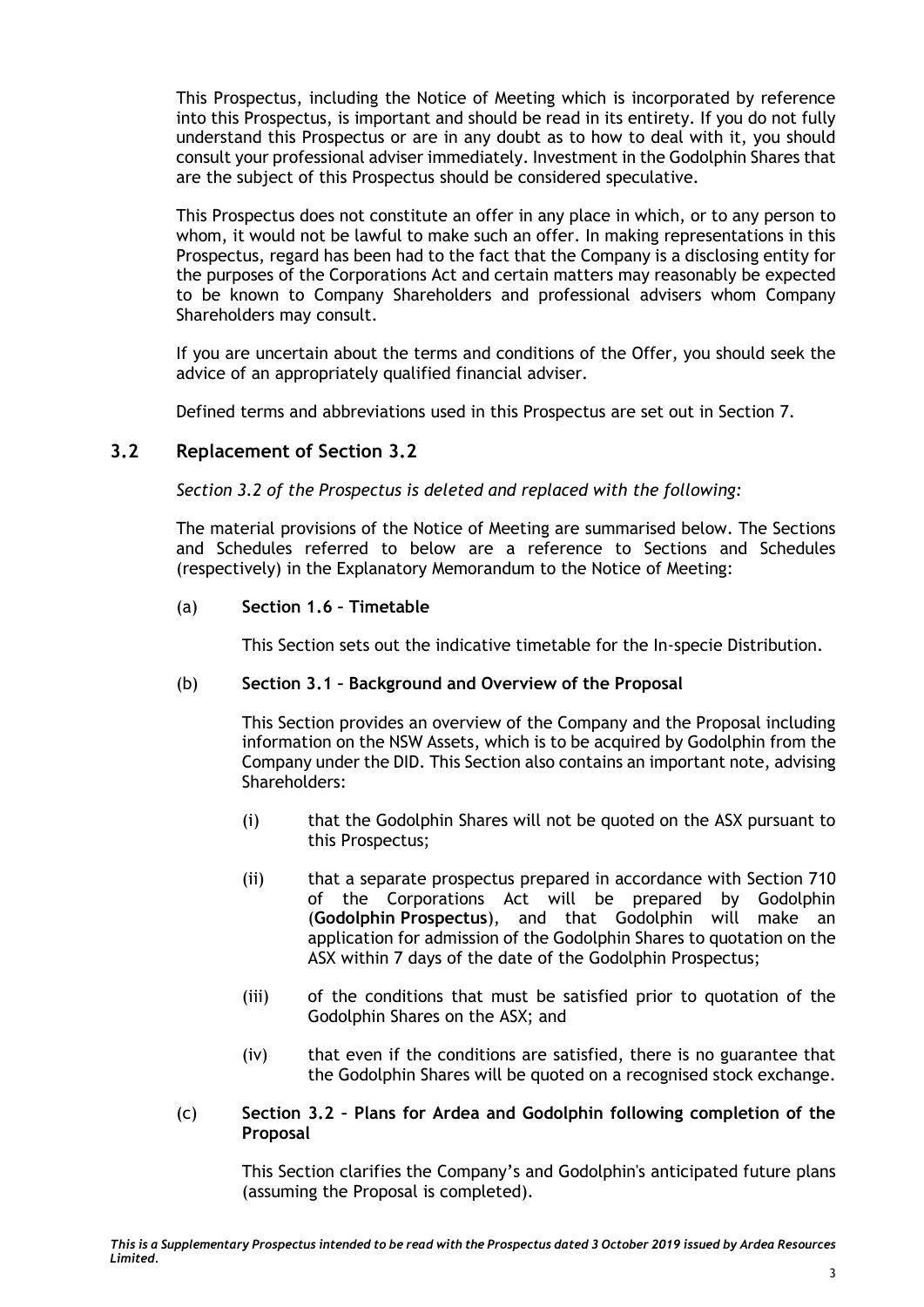This Prospectus, including the Notice of Meeting which is incorporated by reference into this Prospectus, is important and should be read in its entirety. If you do not fully understand this Prospectus or are in any doubt as to how to deal with it, you should consult your professional adviser immediately. Investment in the Godolphin Shares that are the subject of this Prospectus should be considered speculative.

This Prospectus does not constitute an offer in any place in which, or to any person to whom, it would not be lawful to make such an offer. In making representations in this Prospectus, regard has been had to the fact that the Company is a disclosing entity for the purposes of the Corporations Act and certain matters may reasonably be expected to be known to Company Shareholders and professional advisers whom Company Shareholders may consult.

If you are uncertain about the terms and conditions of the Offer, you should seek the advice of an appropriately qualified financial adviser.

Defined terms and abbreviations used in this Prospectus are set out in Section 7.

## 3.2 Replacement of Section 3.2

*Section 3.2 of the Prospectus is deleted and replaced with the following:*

The material provisions of the Notice of Meeting are summarised below. The Sections and Schedules referred to below are a reference to Sections and Schedules (respectively) in the Explanatory Memorandum to the Notice of Meeting:

(a) **Section 1.6 – Timetable**

This Section sets out the indicative timetable for the In-specie Distribution.

(b) **Section 3.1 – Background and Overview of the Proposal**

This Section provides an overview of the Company and the Proposal including information on the NSW Assets, which is to be acquired by Godolphin from the Company under the DID. This Section also contains an important note, advising Shareholders:

(i) that the Godolphin Shares will not be quoted on the ASX pursuant to this Prospectus;

(ii) that a separate prospectus prepared in accordance with Section 710 of the Corporations Act will be prepared by Godolphin (**Godolphin Prospectus**), and that Godolphin will make an application for admission of the Godolphin Shares to quotation on the ASX within 7 days of the date of the Godolphin Prospectus;

(iii) of the conditions that must be satisfied prior to quotation of the Godolphin Shares on the ASX; and

(iv) that even if the conditions are satisfied, there is no guarantee that the Godolphin Shares will be quoted on a recognised stock exchange.

(c) **Section 3.2 – Plans for Ardea and Godolphin following completion of the Proposal**

This Section clarifies the Company's and Godolphin's anticipated future plans (assuming the Proposal is completed).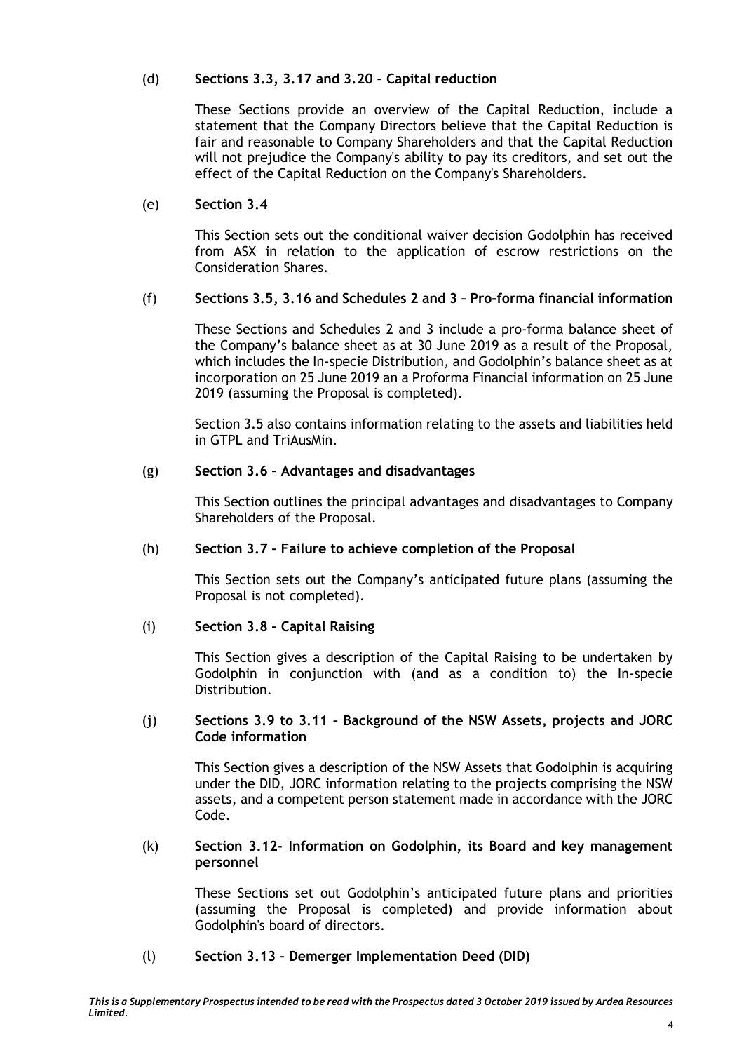(d) **Sections 3.3, 3.17 and 3.20 – Capital reduction**

These Sections provide an overview of the Capital Reduction, include a statement that the Company Directors believe that the Capital Reduction is fair and reasonable to Company Shareholders and that the Capital Reduction will not prejudice the Company's ability to pay its creditors, and set out the effect of the Capital Reduction on the Company's Shareholders.

(e) **Section 3.4**

This Section sets out the conditional waiver decision Godolphin has received from ASX in relation to the application of escrow restrictions on the Consideration Shares.

(f) **Sections 3.5, 3.16 and Schedules 2 and 3 – Pro-forma financial information**

These Sections and Schedules 2 and 3 include a pro-forma balance sheet of the Company's balance sheet as at 30 June 2019 as a result of the Proposal, which includes the In-specie Distribution, and Godolphin's balance sheet as at incorporation on 25 June 2019 an a Proforma Financial information on 25 June 2019 (assuming the Proposal is completed).

Section 3.5 also contains information relating to the assets and liabilities held in GTPL and TriAusMin.

(g) **Section 3.6 – Advantages and disadvantages**

This Section outlines the principal advantages and disadvantages to Company Shareholders of the Proposal.

(h) **Section 3.7 – Failure to achieve completion of the Proposal**

This Section sets out the Company's anticipated future plans (assuming the Proposal is not completed).

(i) **Section 3.8 – Capital Raising**

This Section gives a description of the Capital Raising to be undertaken by Godolphin in conjunction with (and as a condition to) the In-specie Distribution.

(j) **Sections 3.9 to 3.11 – Background of the NSW Assets, projects and JORC Code information**

This Section gives a description of the NSW Assets that Godolphin is acquiring under the DID, JORC information relating to the projects comprising the NSW assets, and a competent person statement made in accordance with the JORC Code.

(k) **Section 3.12- Information on Godolphin, its Board and key management personnel**

These Sections set out Godolphin's anticipated future plans and priorities (assuming the Proposal is completed) and provide information about Godolphin's board of directors.

(l) **Section 3.13 – Demerger Implementation Deed (DID)**

*This is a Supplementary Prospectus intended to be read with the Prospectus dated 3 October 2019 issued by Ardea Resources Limited.*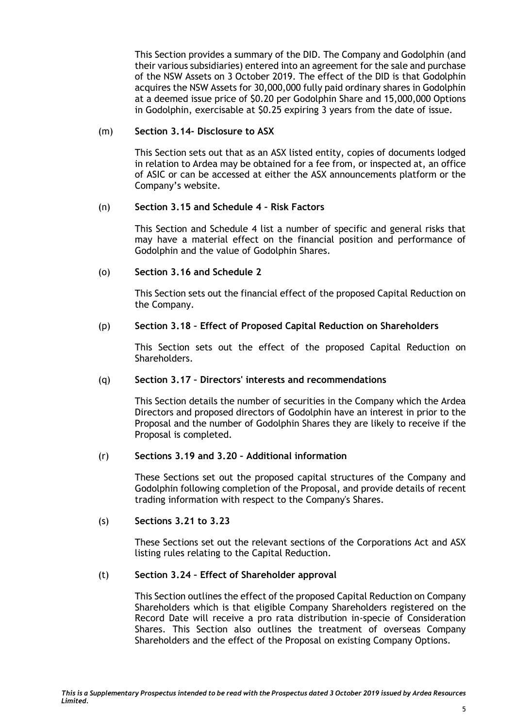This Section provides a summary of the DID. The Company and Godolphin (and their various subsidiaries) entered into an agreement for the sale and purchase of the NSW Assets on 3 October 2019. The effect of the DID is that Godolphin acquires the NSW Assets for 30,000,000 fully paid ordinary shares in Godolphin at a deemed issue price of $0.20 per Godolphin Share and 15,000,000 Options in Godolphin, exercisable at $0.25 expiring 3 years from the date of issue.

(m) **Section 3.14- Disclosure to ASX**

This Section sets out that as an ASX listed entity, copies of documents lodged in relation to Ardea may be obtained for a fee from, or inspected at, an office of ASIC or can be accessed at either the ASX announcements platform or the Company's website.

(n) **Section 3.15 and Schedule 4 – Risk Factors**

This Section and Schedule 4 list a number of specific and general risks that may have a material effect on the financial position and performance of Godolphin and the value of Godolphin Shares.

(o) **Section 3.16 and Schedule 2**

This Section sets out the financial effect of the proposed Capital Reduction on the Company.

(p) **Section 3.18 – Effect of Proposed Capital Reduction on Shareholders**

This Section sets out the effect of the proposed Capital Reduction on Shareholders.

(q) **Section 3.17 – Directors' interests and recommendations**

This Section details the number of securities in the Company which the Ardea Directors and proposed directors of Godolphin have an interest in prior to the Proposal and the number of Godolphin Shares they are likely to receive if the Proposal is completed.

(r) **Sections 3.19 and 3.20 – Additional information**

These Sections set out the proposed capital structures of the Company and Godolphin following completion of the Proposal, and provide details of recent trading information with respect to the Company's Shares.

(s) **Sections 3.21 to 3.23**

These Sections set out the relevant sections of the Corporations Act and ASX listing rules relating to the Capital Reduction.

(t) **Section 3.24 – Effect of Shareholder approval**

This Section outlines the effect of the proposed Capital Reduction on Company Shareholders which is that eligible Company Shareholders registered on the Record Date will receive a pro rata distribution in-specie of Consideration Shares. This Section also outlines the treatment of overseas Company Shareholders and the effect of the Proposal on existing Company Options.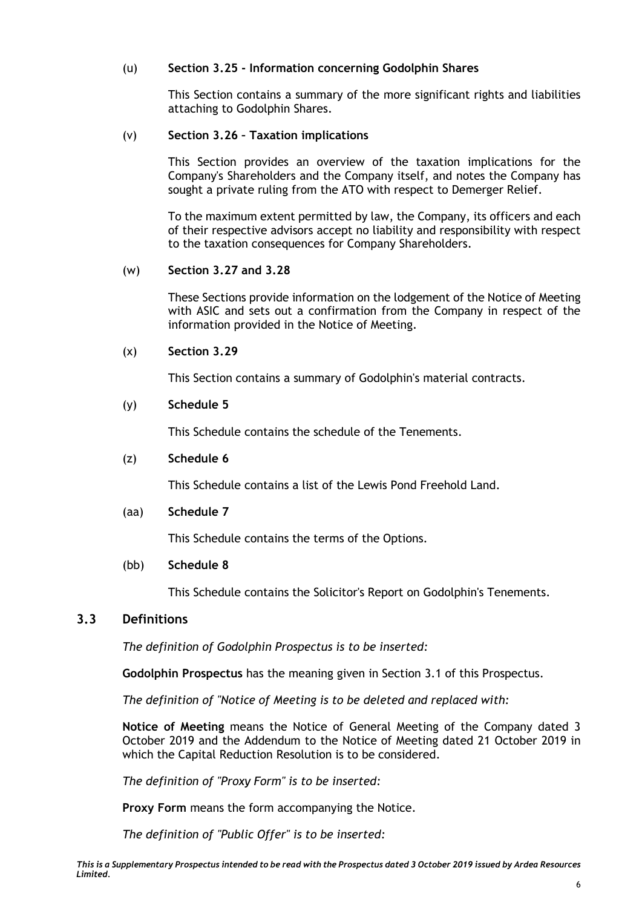(u) **Section 3.25 - Information concerning Godolphin Shares**

This Section contains a summary of the more significant rights and liabilities attaching to Godolphin Shares.

(v) **Section 3.26 – Taxation implications**

This Section provides an overview of the taxation implications for the Company's Shareholders and the Company itself, and notes the Company has sought a private ruling from the ATO with respect to Demerger Relief.

To the maximum extent permitted by law, the Company, its officers and each of their respective advisors accept no liability and responsibility with respect to the taxation consequences for Company Shareholders.

(w) **Section 3.27 and 3.28**

These Sections provide information on the lodgement of the Notice of Meeting with ASIC and sets out a confirmation from the Company in respect of the information provided in the Notice of Meeting.

(x) **Section 3.29**

This Section contains a summary of Godolphin's material contracts.

(y) **Schedule 5**

This Schedule contains the schedule of the Tenements.

(z) **Schedule 6**

This Schedule contains a list of the Lewis Pond Freehold Land.

(aa) **Schedule 7**

This Schedule contains the terms of the Options.

(bb) **Schedule 8**

This Schedule contains the Solicitor's Report on Godolphin's Tenements.

## 3.3 Definitions

*The definition of Godolphin Prospectus is to be inserted:*

**Godolphin Prospectus** has the meaning given in Section 3.1 of this Prospectus.

*The definition of "Notice of Meeting is to be deleted and replaced with:*

**Notice of Meeting** means the Notice of General Meeting of the Company dated 3 October 2019 and the Addendum to the Notice of Meeting dated 21 October 2019 in which the Capital Reduction Resolution is to be considered.

*The definition of "Proxy Form" is to be inserted:*

**Proxy Form** means the form accompanying the Notice.

*The definition of "Public Offer" is to be inserted:*

***This is a Supplementary Prospectus intended to be read with the Prospectus dated 3 October 2019 issued by Ardea Resources Limited.***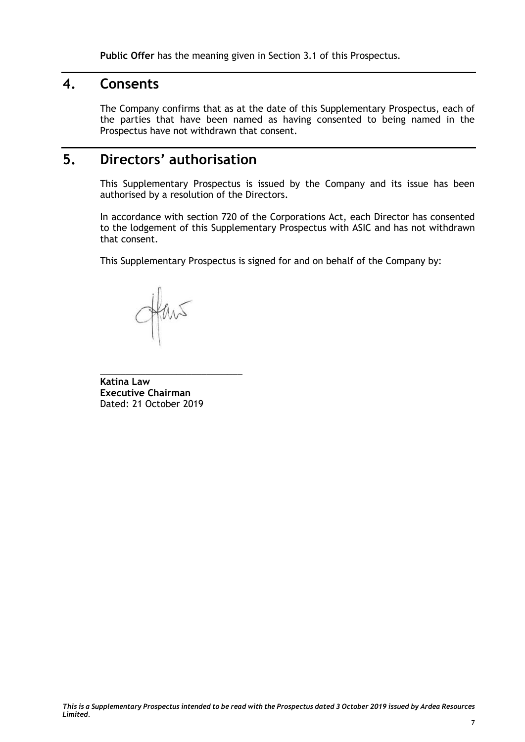**Public Offer** has the meaning given in Section 3.1 of this Prospectus.

# 4. Consents

The Company confirms that as at the date of this Supplementary Prospectus, each of the parties that have been named as having consented to being named in the Prospectus have not withdrawn that consent.

# 5. Directors' authorisation

This Supplementary Prospectus is issued by the Company and its issue has been authorised by a resolution of the Directors.

In accordance with section 720 of the Corporations Act, each Director has consented to the lodgement of this Supplementary Prospectus with ASIC and has not withdrawn that consent.

This Supplementary Prospectus is signed for and on behalf of the Company by:

\_\_\_\_\_\_\_\_\_\_\_\_\_\_\_\_\_\_\_\_\_\_\_\_\_\_\_\_

**Katina Law**
**Executive Chairman**
Dated: 21 October 2019

*This is a Supplementary Prospectus intended to be read with the Prospectus dated 3 October 2019 issued by Ardea Resources Limited.*